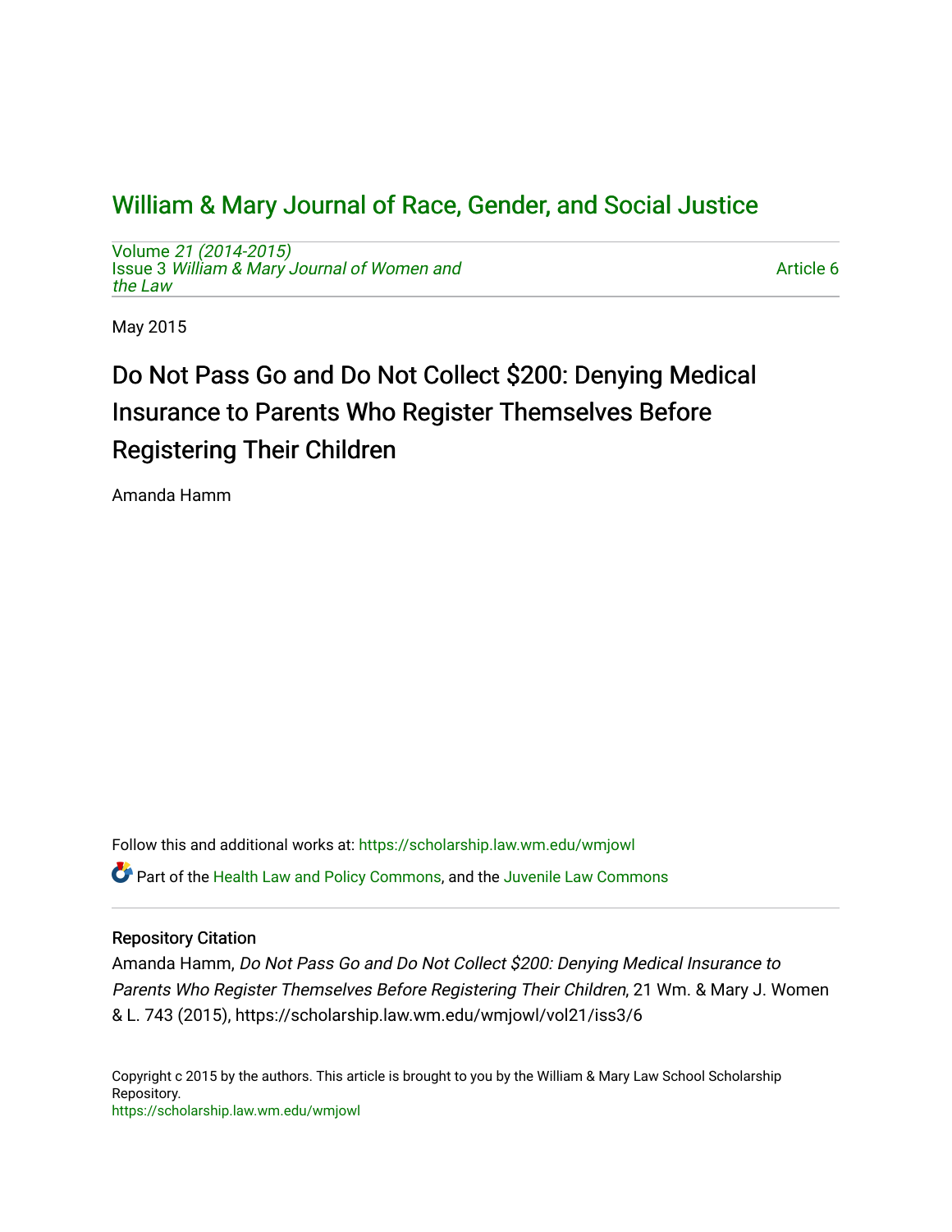# William & Mary Journal of Race, Gender, and Social Justice

Volume *21 (2014-2015)*
Issue 3 *William & Mary Journal of Women and the Law*

Article 6

May 2015

## Do Not Pass Go and Do Not Collect $200: Denying Medical Insurance to Parents Who Register Themselves Before Registering Their Children

Amanda Hamm

Follow this and additional works at: https://scholarship.law.wm.edu/wmjowl

Part of the Health Law and Policy Commons, and the Juvenile Law Commons

### Repository Citation

Amanda Hamm, *Do Not Pass Go and Do Not Collect $200: Denying Medical Insurance to Parents Who Register Themselves Before Registering Their Children*, 21 Wm. & Mary J. Women & L. 743 (2015), https://scholarship.law.wm.edu/wmjowl/vol21/iss3/6

Copyright c 2015 by the authors. This article is brought to you by the William & Mary Law School Scholarship Repository.
https://scholarship.law.wm.edu/wmjowl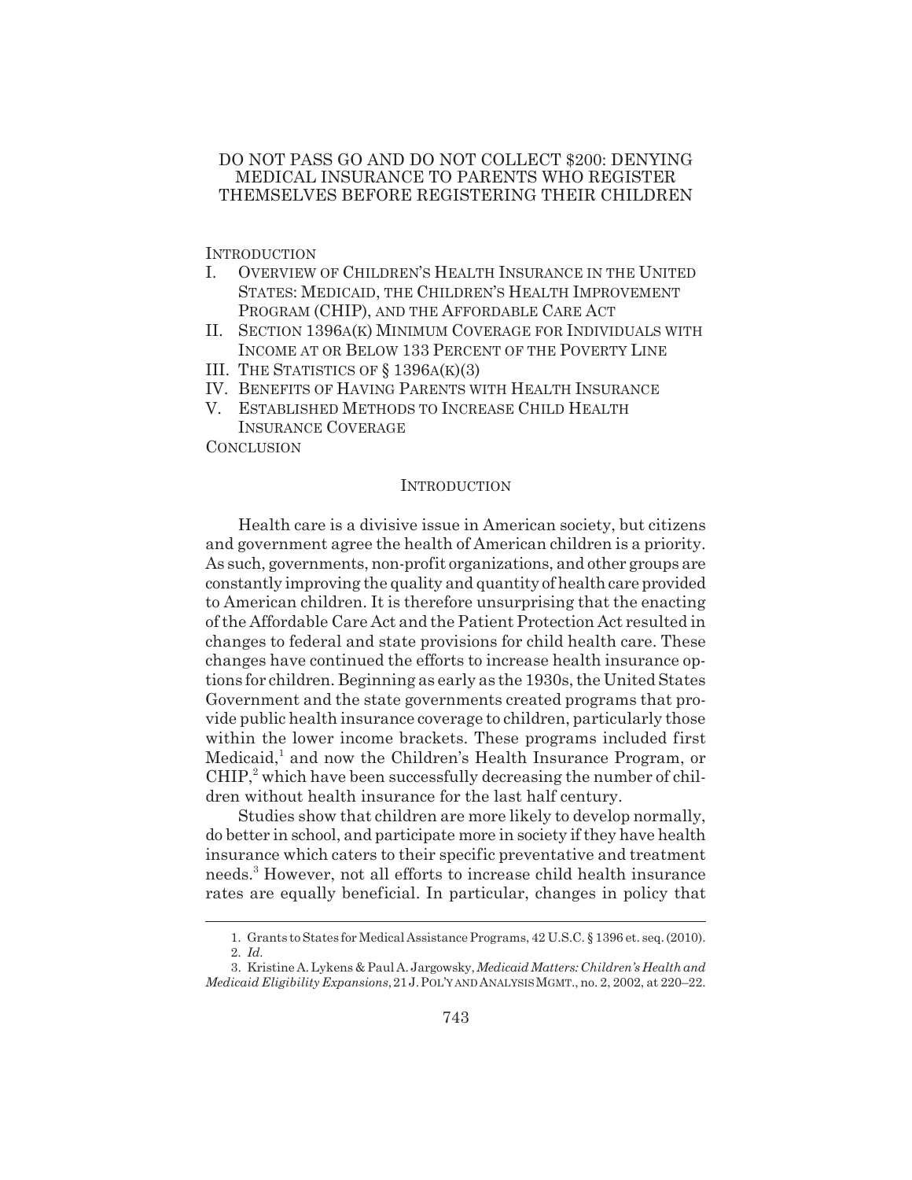# DO NOT PASS GO AND DO NOT COLLECT $200: DENYING MEDICAL INSURANCE TO PARENTS WHO REGISTER THEMSELVES BEFORE REGISTERING THEIR CHILDREN

INTRODUCTION

I. OVERVIEW OF CHILDREN'S HEALTH INSURANCE IN THE UNITED STATES: MEDICAID, THE CHILDREN'S HEALTH IMPROVEMENT PROGRAM (CHIP), AND THE AFFORDABLE CARE ACT

II. SECTION 1396A(K) MINIMUM COVERAGE FOR INDIVIDUALS WITH INCOME AT OR BELOW 133 PERCENT OF THE POVERTY LINE

III. THE STATISTICS OF § 1396A(K)(3)

IV. BENEFITS OF HAVING PARENTS WITH HEALTH INSURANCE

V. ESTABLISHED METHODS TO INCREASE CHILD HEALTH INSURANCE COVERAGE

CONCLUSION

## INTRODUCTION

Health care is a divisive issue in American society, but citizens and government agree the health of American children is a priority. As such, governments, non-profit organizations, and other groups are constantly improving the quality and quantity of health care provided to American children. It is therefore unsurprising that the enacting of the Affordable Care Act and the Patient Protection Act resulted in changes to federal and state provisions for child health care. These changes have continued the efforts to increase health insurance options for children. Beginning as early as the 1930s, the United States Government and the state governments created programs that provide public health insurance coverage to children, particularly those within the lower income brackets. These programs included first Medicaid,[1] and now the Children's Health Insurance Program, or CHIP,[2] which have been successfully decreasing the number of children without health insurance for the last half century.

Studies show that children are more likely to develop normally, do better in school, and participate more in society if they have health insurance which caters to their specific preventative and treatment needs.[3] However, not all efforts to increase child health insurance rates are equally beneficial. In particular, changes in policy that

---

1. Grants to States for Medical Assistance Programs, 42 U.S.C. § 1396 et. seq. (2010).

2. *Id.*

3. Kristine A. Lykens & Paul A. Jargowsky, *Medicaid Matters: Children's Health and Medicaid Eligibility Expansions*, 21 J. POL'Y AND ANALYSIS MGMT., no. 2, 2002, at 220–22.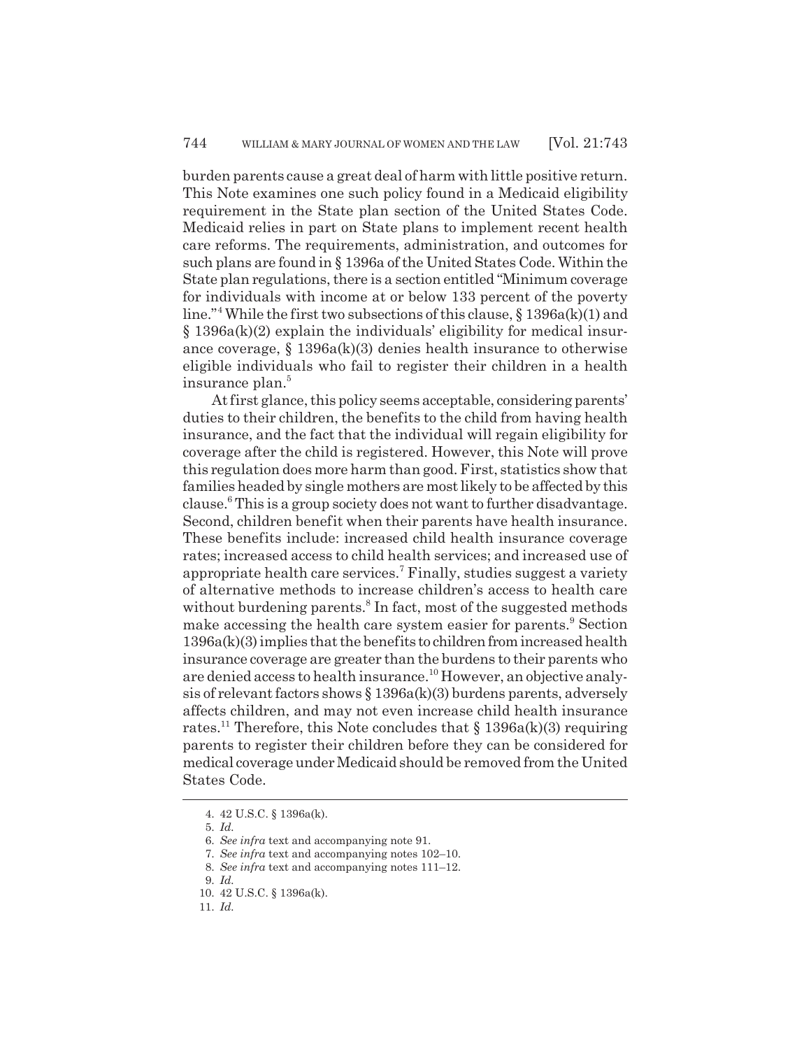burden parents cause a great deal of harm with little positive return. This Note examines one such policy found in a Medicaid eligibility requirement in the State plan section of the United States Code. Medicaid relies in part on State plans to implement recent health care reforms. The requirements, administration, and outcomes for such plans are found in § 1396a of the United States Code. Within the State plan regulations, there is a section entitled "Minimum coverage for individuals with income at or below 133 percent of the poverty line."[4] While the first two subsections of this clause, § 1396a(k)(1) and § 1396a(k)(2) explain the individuals' eligibility for medical insurance coverage, § 1396a(k)(3) denies health insurance to otherwise eligible individuals who fail to register their children in a health insurance plan.[5]

At first glance, this policy seems acceptable, considering parents' duties to their children, the benefits to the child from having health insurance, and the fact that the individual will regain eligibility for coverage after the child is registered. However, this Note will prove this regulation does more harm than good. First, statistics show that families headed by single mothers are most likely to be affected by this clause.[6] This is a group society does not want to further disadvantage. Second, children benefit when their parents have health insurance. These benefits include: increased child health insurance coverage rates; increased access to child health services; and increased use of appropriate health care services.[7] Finally, studies suggest a variety of alternative methods to increase children's access to health care without burdening parents.[8] In fact, most of the suggested methods make accessing the health care system easier for parents.[9] Section 1396a(k)(3) implies that the benefits to children from increased health insurance coverage are greater than the burdens to their parents who are denied access to health insurance.[10] However, an objective analysis of relevant factors shows § 1396a(k)(3) burdens parents, adversely affects children, and may not even increase child health insurance rates.[11] Therefore, this Note concludes that § 1396a(k)(3) requiring parents to register their children before they can be considered for medical coverage under Medicaid should be removed from the United States Code.

---

4. 42 U.S.C. § 1396a(k).
5. *Id.*
6. *See infra* text and accompanying note 91.
7. *See infra* text and accompanying notes 102–10.
8. *See infra* text and accompanying notes 111–12.
9. *Id.*
10. 42 U.S.C. § 1396a(k).
11. *Id.*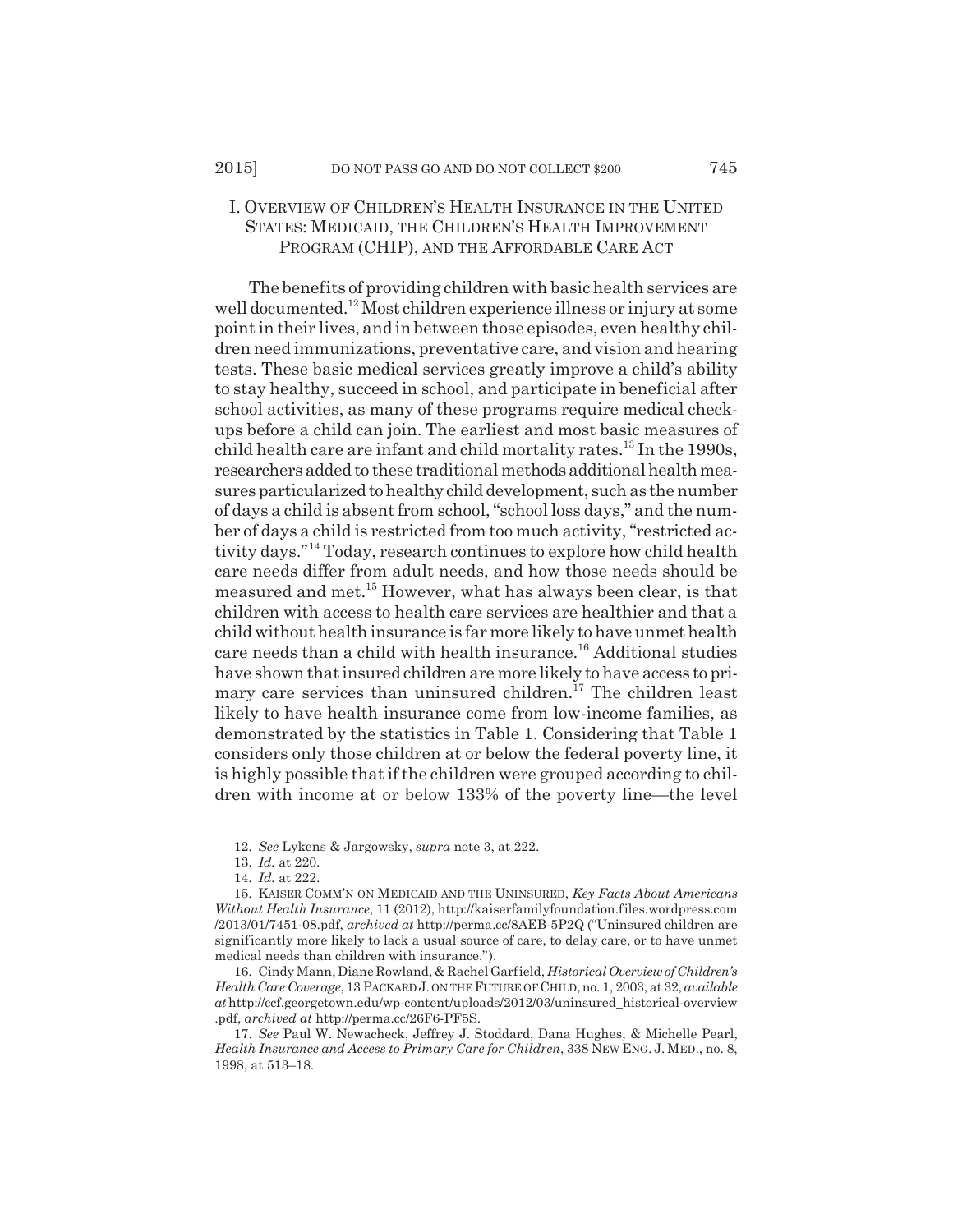## I. OVERVIEW OF CHILDREN'S HEALTH INSURANCE IN THE UNITED STATES: MEDICAID, THE CHILDREN'S HEALTH IMPROVEMENT PROGRAM (CHIP), AND THE AFFORDABLE CARE ACT

The benefits of providing children with basic health services are well documented.[12] Most children experience illness or injury at some point in their lives, and in between those episodes, even healthy children need immunizations, preventative care, and vision and hearing tests. These basic medical services greatly improve a child's ability to stay healthy, succeed in school, and participate in beneficial after school activities, as many of these programs require medical checkups before a child can join. The earliest and most basic measures of child health care are infant and child mortality rates.[13] In the 1990s, researchers added to these traditional methods additional health measures particularized to healthy child development, such as the number of days a child is absent from school, "school loss days," and the number of days a child is restricted from too much activity, "restricted activity days."[14] Today, research continues to explore how child health care needs differ from adult needs, and how those needs should be measured and met.[15] However, what has always been clear, is that children with access to health care services are healthier and that a child without health insurance is far more likely to have unmet health care needs than a child with health insurance.[16] Additional studies have shown that insured children are more likely to have access to primary care services than uninsured children.[17] The children least likely to have health insurance come from low-income families, as demonstrated by the statistics in Table 1. Considering that Table 1 considers only those children at or below the federal poverty line, it is highly possible that if the children were grouped according to children with income at or below 133% of the poverty line—the level

---

12. *See* Lykens & Jargowsky, *supra* note 3, at 222.

13. *Id.* at 220.

14. *Id.* at 222.

15. KAISER COMM'N ON MEDICAID AND THE UNINSURED, *Key Facts About Americans Without Health Insurance*, 11 (2012), http://kaiserfamilyfoundation.files.wordpress.com/2013/01/7451-08.pdf, *archived at* http://perma.cc/8AEB-5P2Q ("Uninsured children are significantly more likely to lack a usual source of care, to delay care, or to have unmet medical needs than children with insurance.").

16. Cindy Mann, Diane Rowland, & Rachel Garfield, *Historical Overview of Children's Health Care Coverage*, 13 PACKARD J. ON THE FUTURE OF CHILD, no. 1, 2003, at 32, *available at* http://ccf.georgetown.edu/wp-content/uploads/2012/03/uninsured_historical-overview.pdf, *archived at* http://perma.cc/26F6-PF5S.

17. *See* Paul W. Newacheck, Jeffrey J. Stoddard, Dana Hughes, & Michelle Pearl, *Health Insurance and Access to Primary Care for Children*, 338 NEW ENG. J. MED., no. 8, 1998, at 513–18.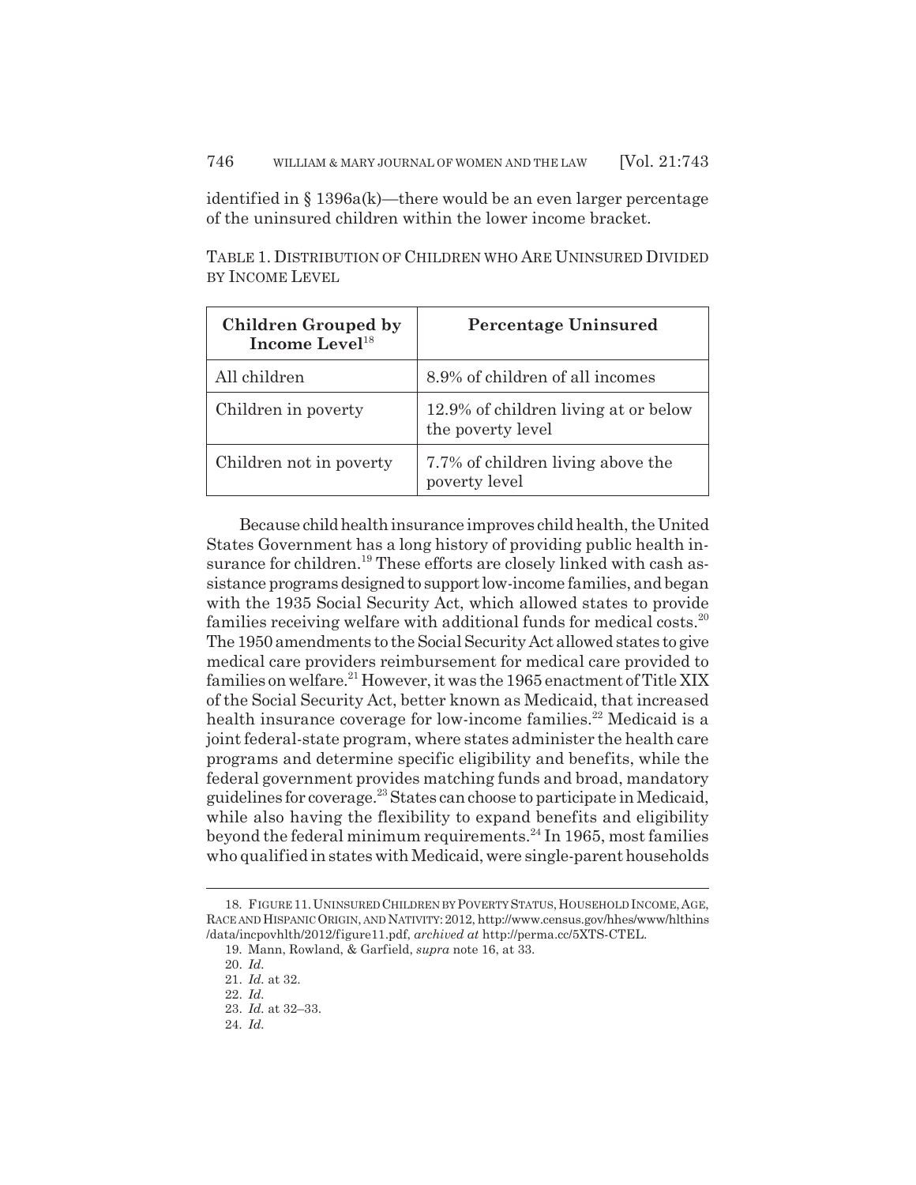identified in § 1396a(k)—there would be an even larger percentage of the uninsured children within the lower income bracket.

TABLE 1. DISTRIBUTION OF CHILDREN WHO ARE UNINSURED DIVIDED BY INCOME LEVEL

| **Children Grouped by Income Level**[18] | **Percentage Uninsured** |
|---|---|
| All children | 8.9% of children of all incomes |
| Children in poverty | 12.9% of children living at or below the poverty level |
| Children not in poverty | 7.7% of children living above the poverty level |

Because child health insurance improves child health, the United States Government has a long history of providing public health insurance for children.[19] These efforts are closely linked with cash assistance programs designed to support low-income families, and began with the 1935 Social Security Act, which allowed states to provide families receiving welfare with additional funds for medical costs.[20] The 1950 amendments to the Social Security Act allowed states to give medical care providers reimbursement for medical care provided to families on welfare.[21] However, it was the 1965 enactment of Title XIX of the Social Security Act, better known as Medicaid, that increased health insurance coverage for low-income families.[22] Medicaid is a joint federal-state program, where states administer the health care programs and determine specific eligibility and benefits, while the federal government provides matching funds and broad, mandatory guidelines for coverage.[23] States can choose to participate in Medicaid, while also having the flexibility to expand benefits and eligibility beyond the federal minimum requirements.[24] In 1965, most families who qualified in states with Medicaid, were single-parent households

---

18. FIGURE 11. UNINSURED CHILDREN BY POVERTY STATUS, HOUSEHOLD INCOME, AGE, RACE AND HISPANIC ORIGIN, AND NATIVITY: 2012, http://www.census.gov/hhes/www/hlthins/data/incpovhlth/2012/figure11.pdf, *archived at* http://perma.cc/5XTS-CTEL.

19. Mann, Rowland, & Garfield, *supra* note 16, at 33.

20. *Id.*

21. *Id.* at 32.

22. *Id.*

23. *Id.* at 32–33.

24. *Id.*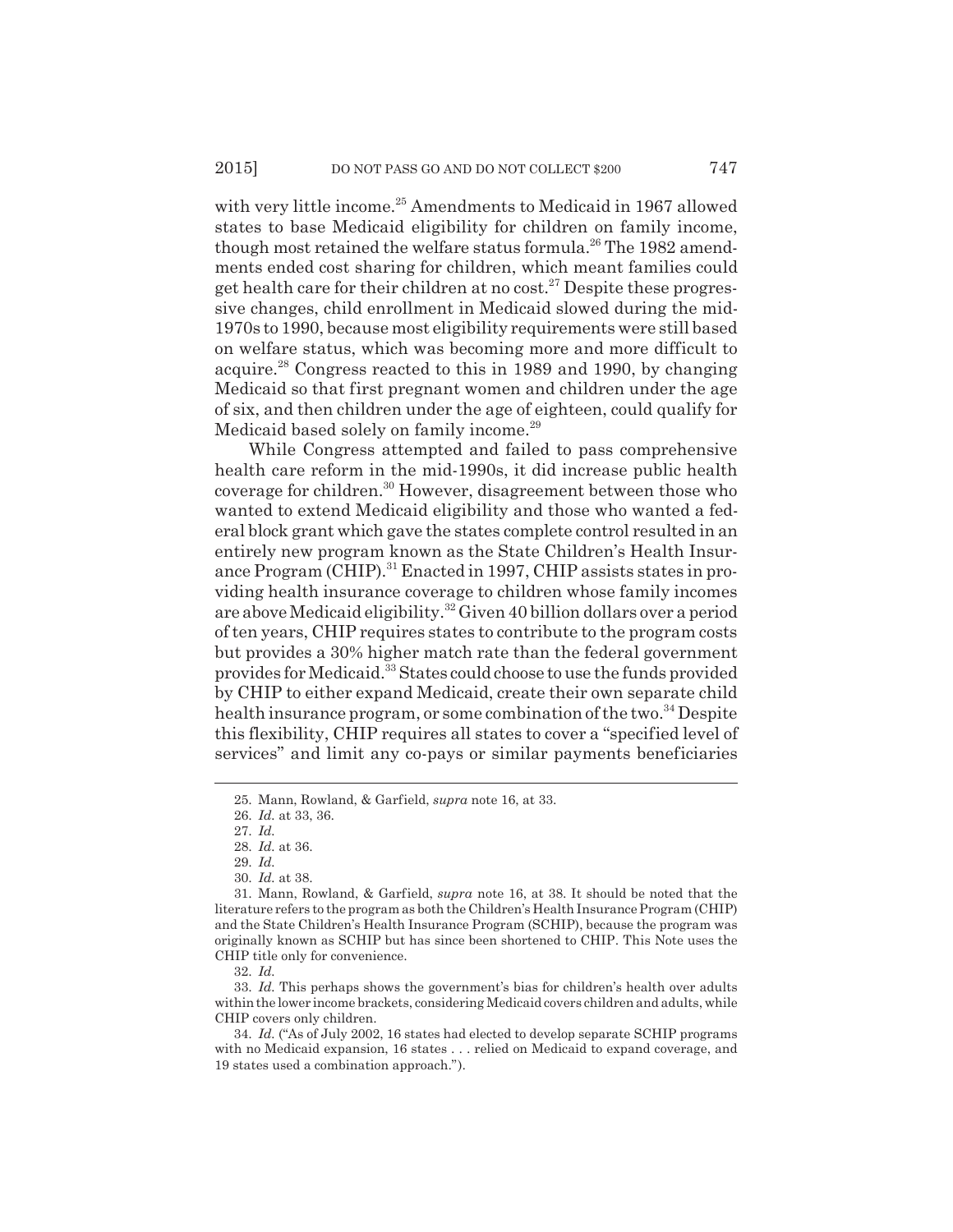with very little income.[25] Amendments to Medicaid in 1967 allowed states to base Medicaid eligibility for children on family income, though most retained the welfare status formula.[26] The 1982 amendments ended cost sharing for children, which meant families could get health care for their children at no cost.[27] Despite these progressive changes, child enrollment in Medicaid slowed during the mid-1970s to 1990, because most eligibility requirements were still based on welfare status, which was becoming more and more difficult to acquire.[28] Congress reacted to this in 1989 and 1990, by changing Medicaid so that first pregnant women and children under the age of six, and then children under the age of eighteen, could qualify for Medicaid based solely on family income.[29]

While Congress attempted and failed to pass comprehensive health care reform in the mid-1990s, it did increase public health coverage for children.[30] However, disagreement between those who wanted to extend Medicaid eligibility and those who wanted a federal block grant which gave the states complete control resulted in an entirely new program known as the State Children's Health Insurance Program (CHIP).[31] Enacted in 1997, CHIP assists states in providing health insurance coverage to children whose family incomes are above Medicaid eligibility.[32] Given 40 billion dollars over a period of ten years, CHIP requires states to contribute to the program costs but provides a 30% higher match rate than the federal government provides for Medicaid.[33] States could choose to use the funds provided by CHIP to either expand Medicaid, create their own separate child health insurance program, or some combination of the two.[34] Despite this flexibility, CHIP requires all states to cover a "specified level of services" and limit any co-pays or similar payments beneficiaries

---

25. Mann, Rowland, & Garfield, *supra* note 16, at 33.

26. *Id.* at 33, 36.

27. *Id.*

28. *Id.* at 36.

29. *Id.*

30. *Id.* at 38.

31. Mann, Rowland, & Garfield, *supra* note 16, at 38. It should be noted that the literature refers to the program as both the Children's Health Insurance Program (CHIP) and the State Children's Health Insurance Program (SCHIP), because the program was originally known as SCHIP but has since been shortened to CHIP. This Note uses the CHIP title only for convenience.

32. *Id.*

33. *Id.* This perhaps shows the government's bias for children's health over adults within the lower income brackets, considering Medicaid covers children and adults, while CHIP covers only children.

34. *Id.* ("As of July 2002, 16 states had elected to develop separate SCHIP programs with no Medicaid expansion, 16 states . . . relied on Medicaid to expand coverage, and 19 states used a combination approach.").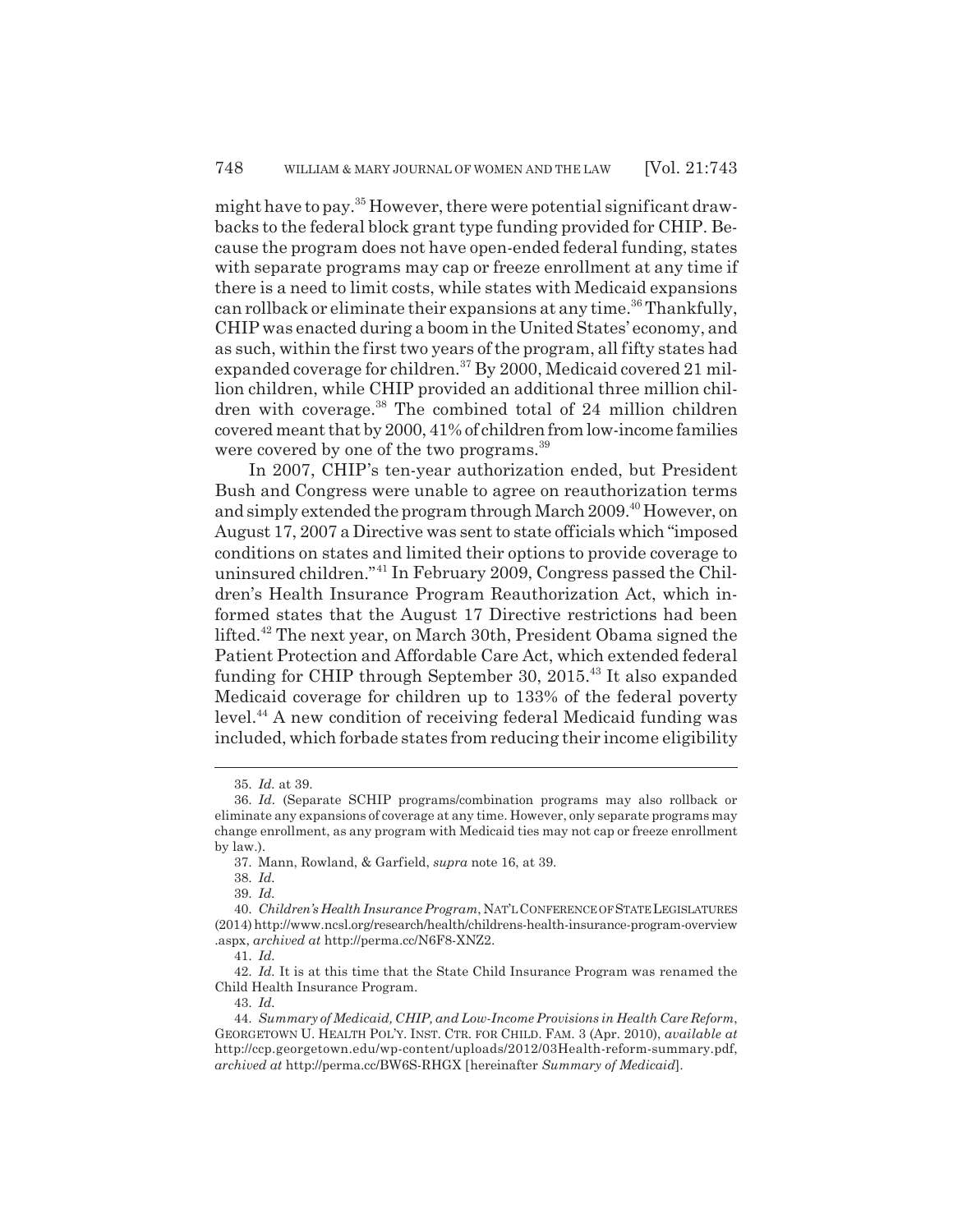might have to pay.[35] However, there were potential significant drawbacks to the federal block grant type funding provided for CHIP. Because the program does not have open-ended federal funding, states with separate programs may cap or freeze enrollment at any time if there is a need to limit costs, while states with Medicaid expansions can rollback or eliminate their expansions at any time.[36] Thankfully, CHIP was enacted during a boom in the United States' economy, and as such, within the first two years of the program, all fifty states had expanded coverage for children.[37] By 2000, Medicaid covered 21 million children, while CHIP provided an additional three million children with coverage.[38] The combined total of 24 million children covered meant that by 2000, 41% of children from low-income families were covered by one of the two programs.[39]

In 2007, CHIP's ten-year authorization ended, but President Bush and Congress were unable to agree on reauthorization terms and simply extended the program through March 2009.[40] However, on August 17, 2007 a Directive was sent to state officials which "imposed conditions on states and limited their options to provide coverage to uninsured children."[41] In February 2009, Congress passed the Children's Health Insurance Program Reauthorization Act, which informed states that the August 17 Directive restrictions had been lifted.[42] The next year, on March 30th, President Obama signed the Patient Protection and Affordable Care Act, which extended federal funding for CHIP through September 30, 2015.[43] It also expanded Medicaid coverage for children up to 133% of the federal poverty level.[44] A new condition of receiving federal Medicaid funding was included, which forbade states from reducing their income eligibility

---

35. *Id.* at 39.

36. *Id.* (Separate SCHIP programs/combination programs may also rollback or eliminate any expansions of coverage at any time. However, only separate programs may change enrollment, as any program with Medicaid ties may not cap or freeze enrollment by law.).

37. Mann, Rowland, & Garfield, *supra* note 16, at 39.

38. *Id.*

39. *Id.*

40. *Children's Health Insurance Program*, NAT'L CONFERENCE OF STATE LEGISLATURES (2014) http://www.ncsl.org/research/health/childrens-health-insurance-program-overview.aspx, *archived at* http://perma.cc/N6F8-XNZ2.

41. *Id.*

42. *Id.* It is at this time that the State Child Insurance Program was renamed the Child Health Insurance Program.

43. *Id.*

44. *Summary of Medicaid, CHIP, and Low-Income Provisions in Health Care Reform*, GEORGETOWN U. HEALTH POL'Y. INST. CTR. FOR CHILD. FAM. 3 (Apr. 2010), *available at* http://ccp.georgetown.edu/wp-content/uploads/2012/03Health-reform-summary.pdf, *archived at* http://perma.cc/BW6S-RHGX [hereinafter *Summary of Medicaid*].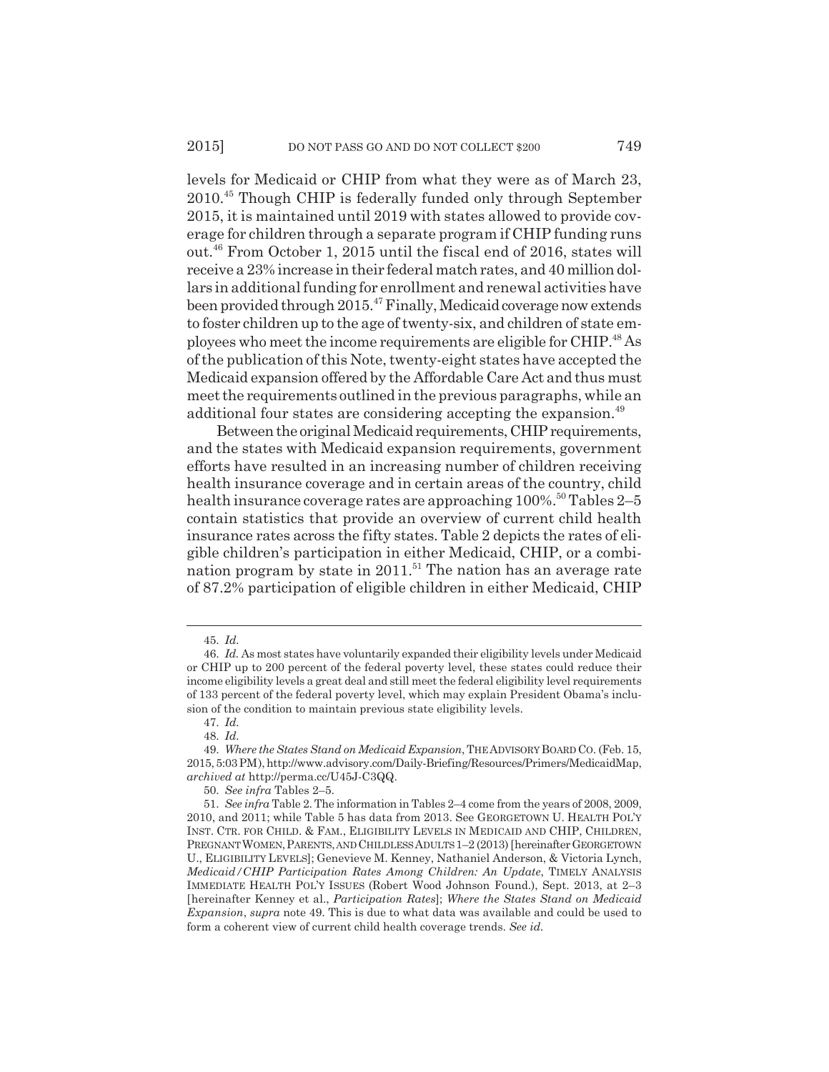levels for Medicaid or CHIP from what they were as of March 23, 2010.[45] Though CHIP is federally funded only through September 2015, it is maintained until 2019 with states allowed to provide coverage for children through a separate program if CHIP funding runs out.[46] From October 1, 2015 until the fiscal end of 2016, states will receive a 23% increase in their federal match rates, and 40 million dollars in additional funding for enrollment and renewal activities have been provided through 2015.[47] Finally, Medicaid coverage now extends to foster children up to the age of twenty-six, and children of state employees who meet the income requirements are eligible for CHIP.[48] As of the publication of this Note, twenty-eight states have accepted the Medicaid expansion offered by the Affordable Care Act and thus must meet the requirements outlined in the previous paragraphs, while an additional four states are considering accepting the expansion.[49]

Between the original Medicaid requirements, CHIP requirements, and the states with Medicaid expansion requirements, government efforts have resulted in an increasing number of children receiving health insurance coverage and in certain areas of the country, child health insurance coverage rates are approaching 100%.[50] Tables 2–5 contain statistics that provide an overview of current child health insurance rates across the fifty states. Table 2 depicts the rates of eligible children's participation in either Medicaid, CHIP, or a combination program by state in 2011.[51] The nation has an average rate of 87.2% participation of eligible children in either Medicaid, CHIP

---

45. *Id.*

46. *Id.* As most states have voluntarily expanded their eligibility levels under Medicaid or CHIP up to 200 percent of the federal poverty level, these states could reduce their income eligibility levels a great deal and still meet the federal eligibility level requirements of 133 percent of the federal poverty level, which may explain President Obama's inclusion of the condition to maintain previous state eligibility levels.

47. *Id.*

48. *Id.*

49. *Where the States Stand on Medicaid Expansion*, THE ADVISORY BOARD CO. (Feb. 15, 2015, 5:03 PM), http://www.advisory.com/Daily-Briefing/Resources/Primers/MedicaidMap, *archived at* http://perma.cc/U45J-C3QQ.

50. *See infra* Tables 2–5.

51. *See infra* Table 2. The information in Tables 2–4 come from the years of 2008, 2009, 2010, and 2011; while Table 5 has data from 2013. See GEORGETOWN U. HEALTH POL'Y INST. CTR. FOR CHILD. & FAM., ELIGIBILITY LEVELS IN MEDICAID AND CHIP, CHILDREN, PREGNANT WOMEN, PARENTS, AND CHILDLESS ADULTS 1–2 (2013) [hereinafter GEORGETOWN U., ELIGIBILITY LEVELS]; Genevieve M. Kenney, Nathaniel Anderson, & Victoria Lynch, *Medicaid/CHIP Participation Rates Among Children: An Update*, TIMELY ANALYSIS IMMEDIATE HEALTH POL'Y ISSUES (Robert Wood Johnson Found.), Sept. 2013, at 2–3 [hereinafter Kenney et al., *Participation Rates*]; *Where the States Stand on Medicaid Expansion*, *supra* note 49. This is due to what data was available and could be used to form a coherent view of current child health coverage trends. *See id.*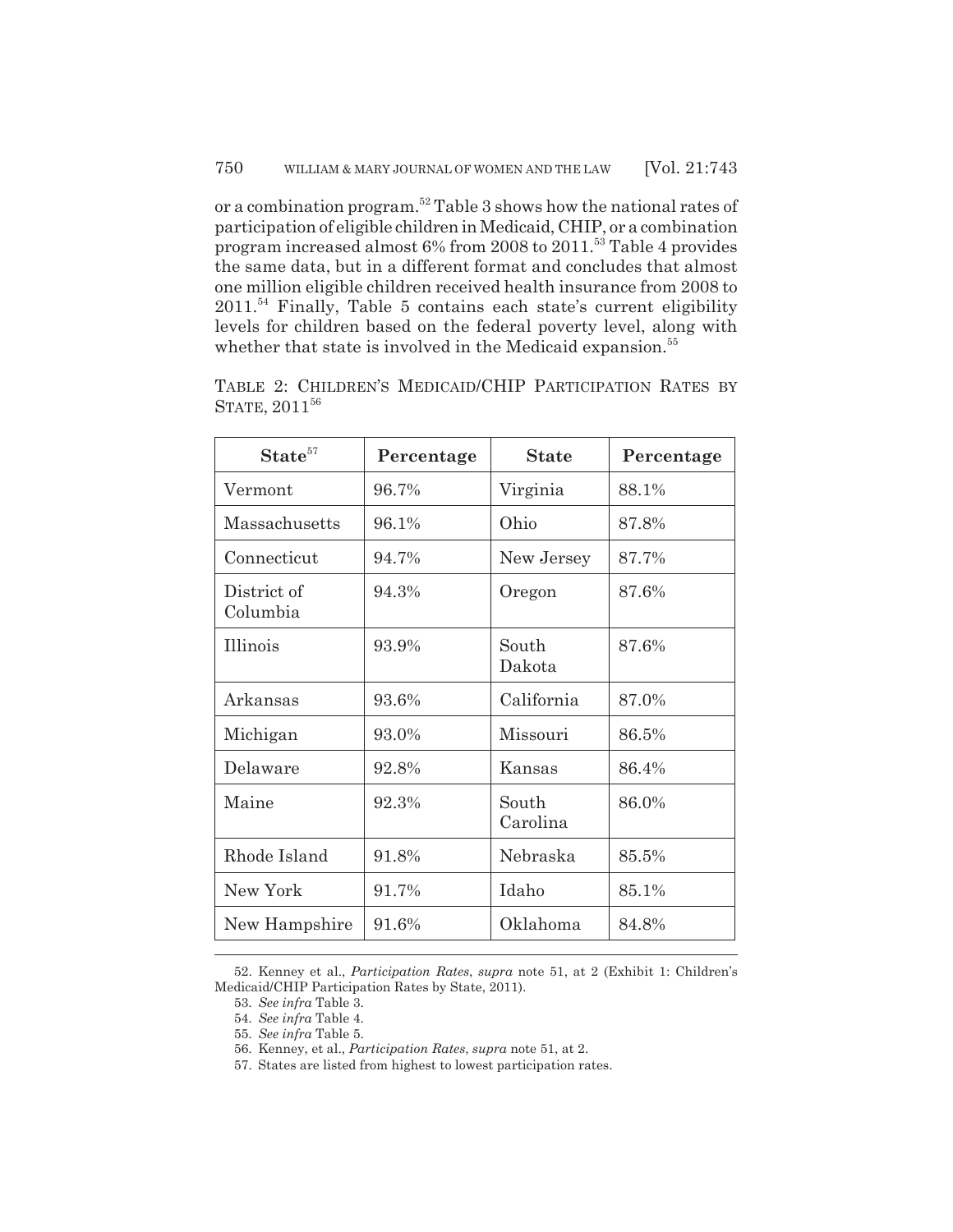or a combination program.[52] Table 3 shows how the national rates of participation of eligible children in Medicaid, CHIP, or a combination program increased almost 6% from 2008 to 2011.[53] Table 4 provides the same data, but in a different format and concludes that almost one million eligible children received health insurance from 2008 to 2011.[54] Finally, Table 5 contains each state's current eligibility levels for children based on the federal poverty level, along with whether that state is involved in the Medicaid expansion.[55]

TABLE 2: CHILDREN'S MEDICAID/CHIP PARTICIPATION RATES BY STATE, 2011[56]

| State[57] | Percentage | State | Percentage |
|---|---|---|---|
| Vermont | 96.7% | Virginia | 88.1% |
| Massachusetts | 96.1% | Ohio | 87.8% |
| Connecticut | 94.7% | New Jersey | 87.7% |
| District of Columbia | 94.3% | Oregon | 87.6% |
| Illinois | 93.9% | South Dakota | 87.6% |
| Arkansas | 93.6% | California | 87.0% |
| Michigan | 93.0% | Missouri | 86.5% |
| Delaware | 92.8% | Kansas | 86.4% |
| Maine | 92.3% | South Carolina | 86.0% |
| Rhode Island | 91.8% | Nebraska | 85.5% |
| New York | 91.7% | Idaho | 85.1% |
| New Hampshire | 91.6% | Oklahoma | 84.8% |

52. Kenney et al., *Participation Rates*, *supra* note 51, at 2 (Exhibit 1: Children's Medicaid/CHIP Participation Rates by State, 2011).

53. *See infra* Table 3.

54. *See infra* Table 4.

55. *See infra* Table 5.

56. Kenney, et al., *Participation Rates*, *supra* note 51, at 2.

57. States are listed from highest to lowest participation rates.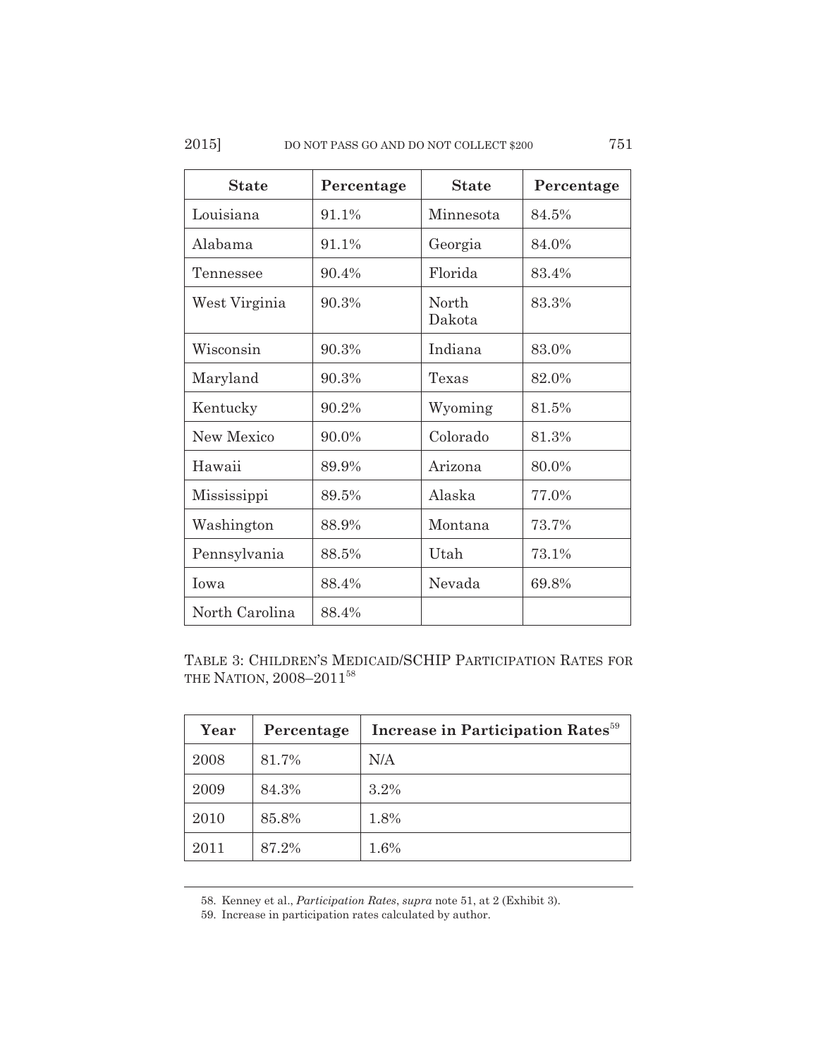| State | Percentage | State | Percentage |
|---|---|---|---|
| Louisiana | 91.1% | Minnesota | 84.5% |
| Alabama | 91.1% | Georgia | 84.0% |
| Tennessee | 90.4% | Florida | 83.4% |
| West Virginia | 90.3% | North Dakota | 83.3% |
| Wisconsin | 90.3% | Indiana | 83.0% |
| Maryland | 90.3% | Texas | 82.0% |
| Kentucky | 90.2% | Wyoming | 81.5% |
| New Mexico | 90.0% | Colorado | 81.3% |
| Hawaii | 89.9% | Arizona | 80.0% |
| Mississippi | 89.5% | Alaska | 77.0% |
| Washington | 88.9% | Montana | 73.7% |
| Pennsylvania | 88.5% | Utah | 73.1% |
| Iowa | 88.4% | Nevada | 69.8% |
| North Carolina | 88.4% | | |

TABLE 3: CHILDREN'S MEDICAID/SCHIP PARTICIPATION RATES FOR THE NATION, 2008–2011[58]

| Year | Percentage | Increase in Participation Rates[59] |
|---|---|---|
| 2008 | 81.7% | N/A |
| 2009 | 84.3% | 3.2% |
| 2010 | 85.8% | 1.8% |
| 2011 | 87.2% | 1.6% |

---

58. Kenney et al., *Participation Rates*, *supra* note 51, at 2 (Exhibit 3).

59. Increase in participation rates calculated by author.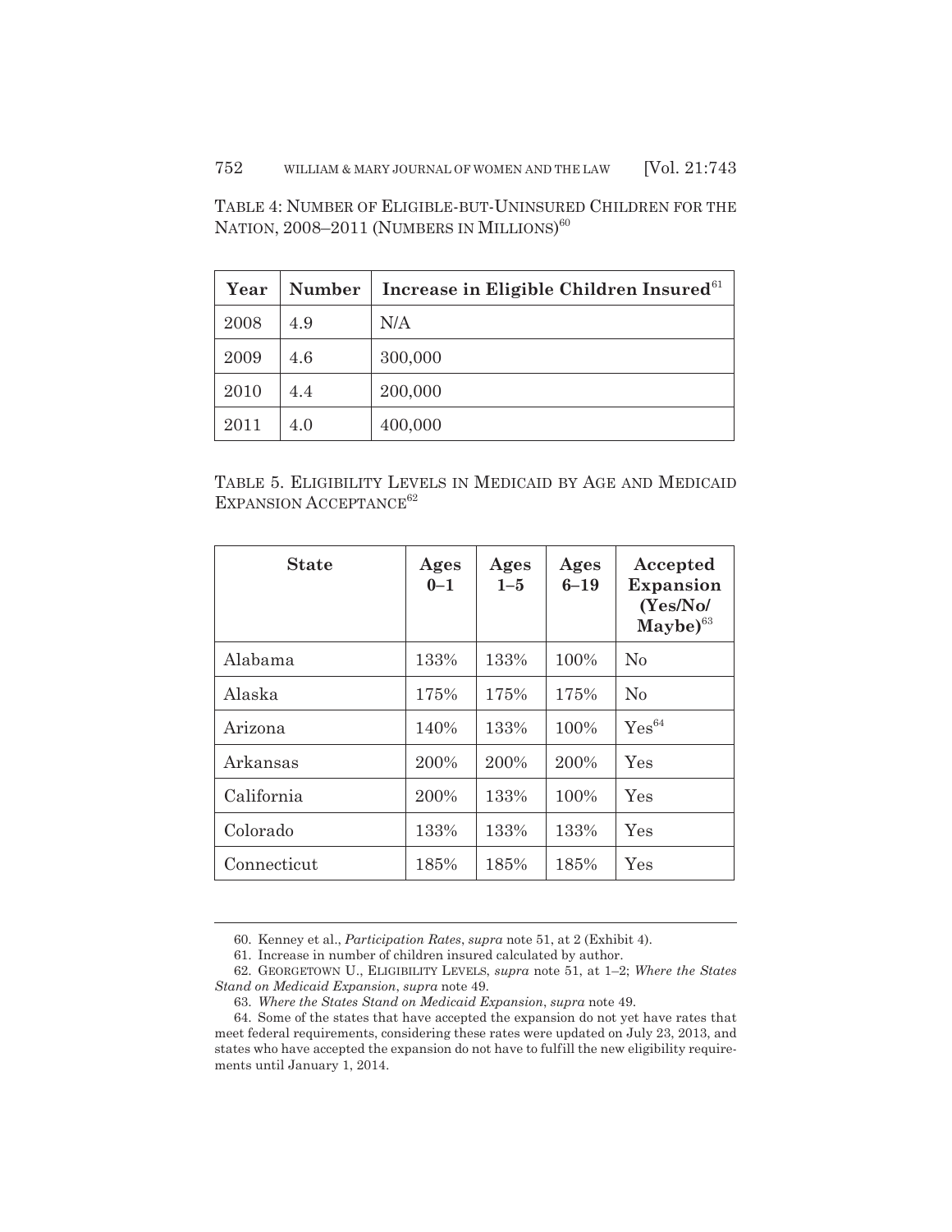TABLE 4: NUMBER OF ELIGIBLE-BUT-UNINSURED CHILDREN FOR THE NATION, 2008–2011 (NUMBERS IN MILLIONS)[60]

| Year | Number | Increase in Eligible Children Insured[61] |
|---|---|---|
| 2008 | 4.9 | N/A |
| 2009 | 4.6 | 300,000 |
| 2010 | 4.4 | 200,000 |
| 2011 | 4.0 | 400,000 |

TABLE 5. ELIGIBILITY LEVELS IN MEDICAID BY AGE AND MEDICAID EXPANSION ACCEPTANCE[62]

| State | Ages 0–1 | Ages 1–5 | Ages 6–19 | Accepted Expansion (Yes/No/ Maybe)[63] |
|---|---|---|---|---|
| Alabama | 133% | 133% | 100% | No |
| Alaska | 175% | 175% | 175% | No |
| Arizona | 140% | 133% | 100% | Yes[64] |
| Arkansas | 200% | 200% | 200% | Yes |
| California | 200% | 133% | 100% | Yes |
| Colorado | 133% | 133% | 133% | Yes |
| Connecticut | 185% | 185% | 185% | Yes |

60. Kenney et al., *Participation Rates*, *supra* note 51, at 2 (Exhibit 4).

61. Increase in number of children insured calculated by author.

62. GEORGETOWN U., ELIGIBILITY LEVELS, *supra* note 51, at 1–2; *Where the States Stand on Medicaid Expansion*, *supra* note 49.

63. *Where the States Stand on Medicaid Expansion*, *supra* note 49.

64. Some of the states that have accepted the expansion do not yet have rates that meet federal requirements, considering these rates were updated on July 23, 2013, and states who have accepted the expansion do not have to fulfill the new eligibility requirements until January 1, 2014.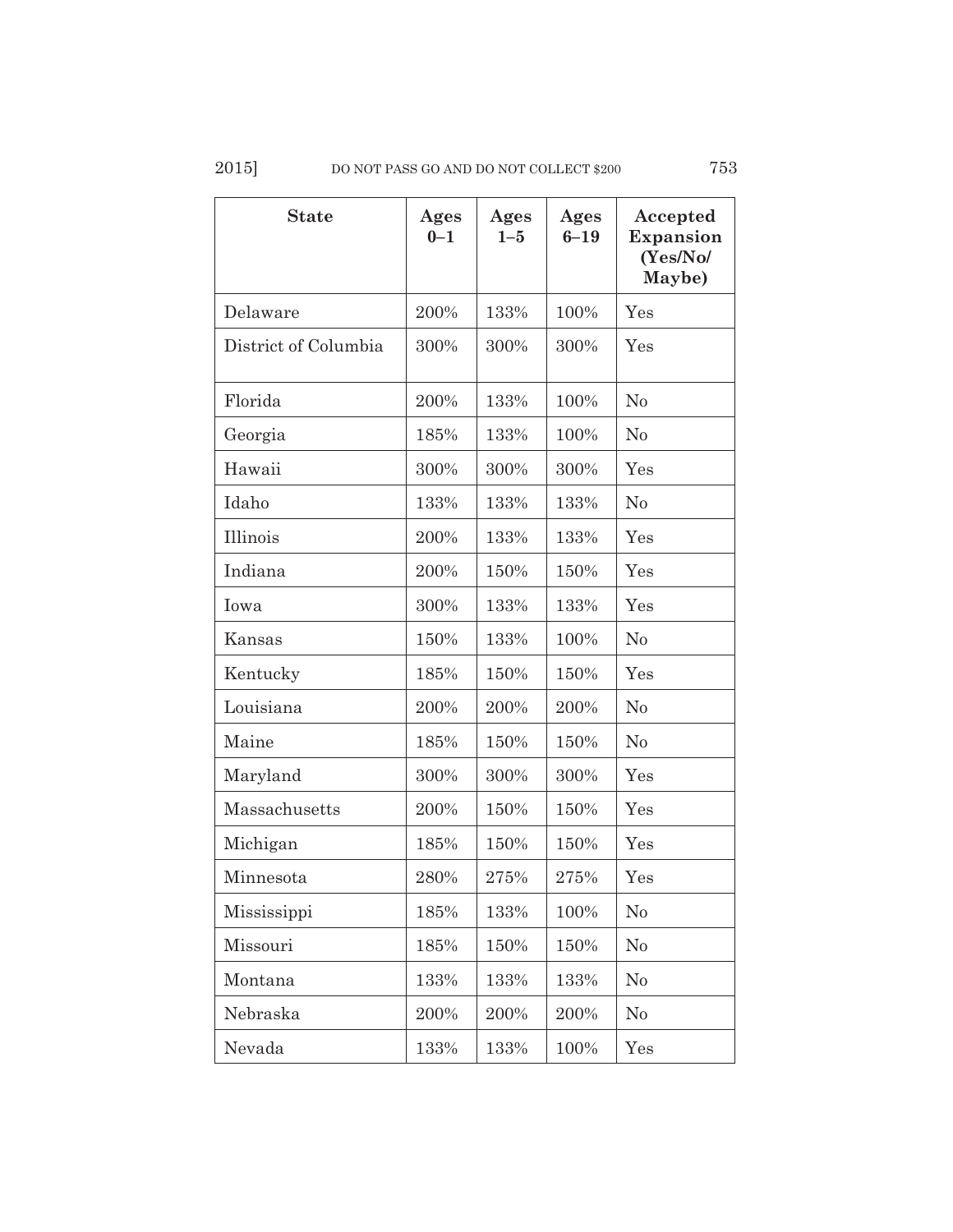| State | Ages 0–1 | Ages 1–5 | Ages 6–19 | Accepted Expansion (Yes/No/ Maybe) |
|---|---|---|---|---|
| Delaware | 200% | 133% | 100% | Yes |
| District of Columbia | 300% | 300% | 300% | Yes |
| Florida | 200% | 133% | 100% | No |
| Georgia | 185% | 133% | 100% | No |
| Hawaii | 300% | 300% | 300% | Yes |
| Idaho | 133% | 133% | 133% | No |
| Illinois | 200% | 133% | 133% | Yes |
| Indiana | 200% | 150% | 150% | Yes |
| Iowa | 300% | 133% | 133% | Yes |
| Kansas | 150% | 133% | 100% | No |
| Kentucky | 185% | 150% | 150% | Yes |
| Louisiana | 200% | 200% | 200% | No |
| Maine | 185% | 150% | 150% | No |
| Maryland | 300% | 300% | 300% | Yes |
| Massachusetts | 200% | 150% | 150% | Yes |
| Michigan | 185% | 150% | 150% | Yes |
| Minnesota | 280% | 275% | 275% | Yes |
| Mississippi | 185% | 133% | 100% | No |
| Missouri | 185% | 150% | 150% | No |
| Montana | 133% | 133% | 133% | No |
| Nebraska | 200% | 200% | 200% | No |
| Nevada | 133% | 133% | 100% | Yes |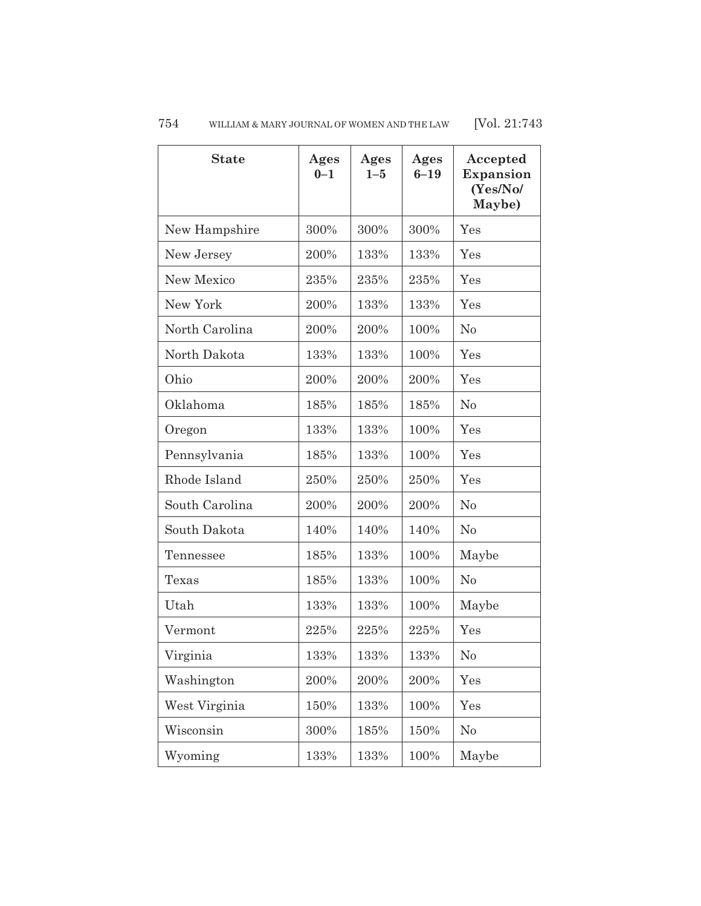| State | Ages 0–1 | Ages 1–5 | Ages 6–19 | Accepted Expansion (Yes/No/ Maybe) |
|---|---|---|---|---|
| New Hampshire | 300% | 300% | 300% | Yes |
| New Jersey | 200% | 133% | 133% | Yes |
| New Mexico | 235% | 235% | 235% | Yes |
| New York | 200% | 133% | 133% | Yes |
| North Carolina | 200% | 200% | 100% | No |
| North Dakota | 133% | 133% | 100% | Yes |
| Ohio | 200% | 200% | 200% | Yes |
| Oklahoma | 185% | 185% | 185% | No |
| Oregon | 133% | 133% | 100% | Yes |
| Pennsylvania | 185% | 133% | 100% | Yes |
| Rhode Island | 250% | 250% | 250% | Yes |
| South Carolina | 200% | 200% | 200% | No |
| South Dakota | 140% | 140% | 140% | No |
| Tennessee | 185% | 133% | 100% | Maybe |
| Texas | 185% | 133% | 100% | No |
| Utah | 133% | 133% | 100% | Maybe |
| Vermont | 225% | 225% | 225% | Yes |
| Virginia | 133% | 133% | 133% | No |
| Washington | 200% | 200% | 200% | Yes |
| West Virginia | 150% | 133% | 100% | Yes |
| Wisconsin | 300% | 185% | 150% | No |
| Wyoming | 133% | 133% | 100% | Maybe |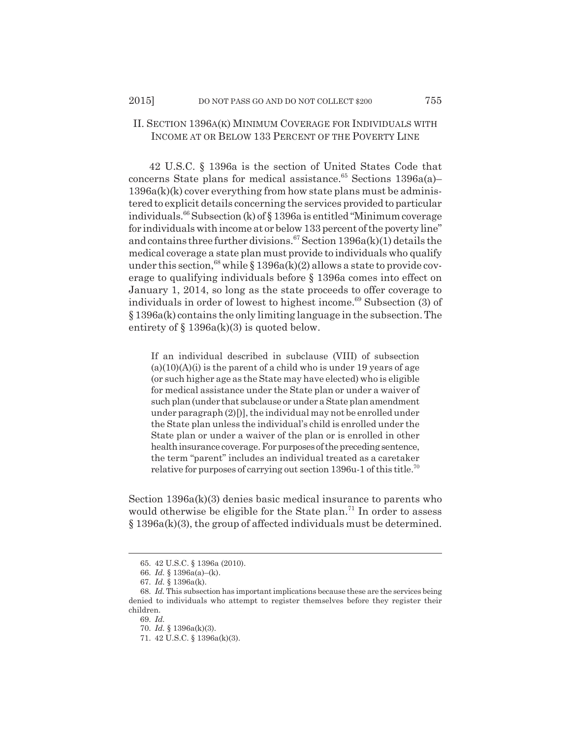## II. SECTION 1396A(K) MINIMUM COVERAGE FOR INDIVIDUALS WITH INCOME AT OR BELOW 133 PERCENT OF THE POVERTY LINE

42 U.S.C. § 1396a is the section of United States Code that concerns State plans for medical assistance.[65] Sections 1396a(a)–1396a(k)(k) cover everything from how state plans must be administered to explicit details concerning the services provided to particular individuals.[66] Subsection (k) of § 1396a is entitled "Minimum coverage for individuals with income at or below 133 percent of the poverty line" and contains three further divisions.[67] Section 1396a(k)(1) details the medical coverage a state plan must provide to individuals who qualify under this section,[68] while § 1396a(k)(2) allows a state to provide coverage to qualifying individuals before § 1396a comes into effect on January 1, 2014, so long as the state proceeds to offer coverage to individuals in order of lowest to highest income.[69] Subsection (3) of § 1396a(k) contains the only limiting language in the subsection. The entirety of § 1396a(k)(3) is quoted below.

> If an individual described in subclause (VIII) of subsection (a)(10)(A)(i) is the parent of a child who is under 19 years of age (or such higher age as the State may have elected) who is eligible for medical assistance under the State plan or under a waiver of such plan (under that subclause or under a State plan amendment under paragraph (2)[)], the individual may not be enrolled under the State plan unless the individual's child is enrolled under the State plan or under a waiver of the plan or is enrolled in other health insurance coverage. For purposes of the preceding sentence, the term "parent" includes an individual treated as a caretaker relative for purposes of carrying out section 1396u-1 of this title.[70]

Section 1396a(k)(3) denies basic medical insurance to parents who would otherwise be eligible for the State plan.[71] In order to assess § 1396a(k)(3), the group of affected individuals must be determined.

---

65. 42 U.S.C. § 1396a (2010).
66. *Id.* § 1396a(a)–(k).
67. *Id.* § 1396a(k).
68. *Id.* This subsection has important implications because these are the services being denied to individuals who attempt to register themselves before they register their children.
69. *Id.*
70. *Id.* § 1396a(k)(3).
71. 42 U.S.C. § 1396a(k)(3).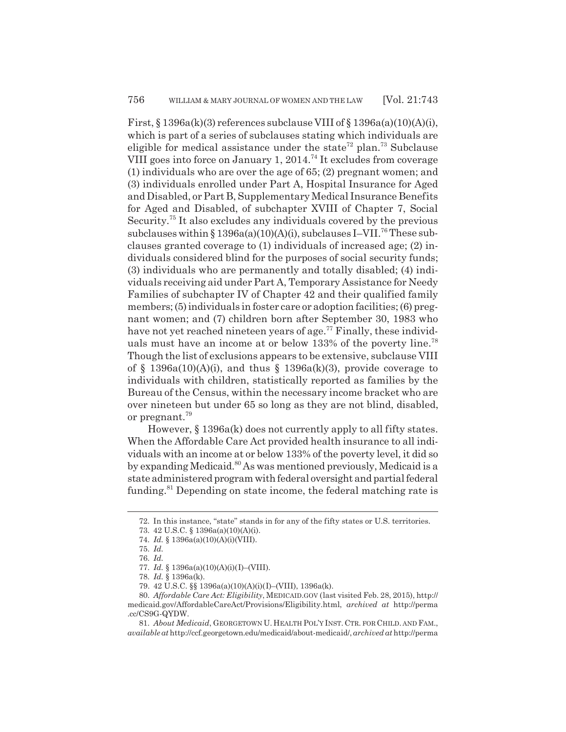First, § 1396a(k)(3) references subclause VIII of § 1396a(a)(10)(A)(i), which is part of a series of subclauses stating which individuals are eligible for medical assistance under the state[72] plan.[73] Subclause VIII goes into force on January 1, 2014.[74] It excludes from coverage (1) individuals who are over the age of 65; (2) pregnant women; and (3) individuals enrolled under Part A, Hospital Insurance for Aged and Disabled, or Part B, Supplementary Medical Insurance Benefits for Aged and Disabled, of subchapter XVIII of Chapter 7, Social Security.[75] It also excludes any individuals covered by the previous subclauses within § 1396a(a)(10)(A)(i), subclauses I–VII.[76] These subclauses granted coverage to (1) individuals of increased age; (2) individuals considered blind for the purposes of social security funds; (3) individuals who are permanently and totally disabled; (4) individuals receiving aid under Part A, Temporary Assistance for Needy Families of subchapter IV of Chapter 42 and their qualified family members; (5) individuals in foster care or adoption facilities; (6) pregnant women; and (7) children born after September 30, 1983 who have not yet reached nineteen years of age.[77] Finally, these individuals must have an income at or below 133% of the poverty line.[78] Though the list of exclusions appears to be extensive, subclause VIII of § 1396a(10)(A)(i), and thus § 1396a(k)(3), provide coverage to individuals with children, statistically reported as families by the Bureau of the Census, within the necessary income bracket who are over nineteen but under 65 so long as they are not blind, disabled, or pregnant.[79]

However, § 1396a(k) does not currently apply to all fifty states. When the Affordable Care Act provided health insurance to all individuals with an income at or below 133% of the poverty level, it did so by expanding Medicaid.[80] As was mentioned previously, Medicaid is a state administered program with federal oversight and partial federal funding.[81] Depending on state income, the federal matching rate is

72. In this instance, "state" stands in for any of the fifty states or U.S. territories.

73. 42 U.S.C. § 1396a(a)(10)(A)(i).

74. *Id.* § 1396a(a)(10)(A)(i)(VIII).

75. *Id.*

76. *Id.*

77. *Id.* § 1396a(a)(10)(A)(i)(I)–(VIII).

78. *Id.* § 1396a(k).

79. 42 U.S.C. §§ 1396a(a)(10)(A)(i)(I)–(VIII), 1396a(k).

80. *Affordable Care Act: Eligibility*, MEDICAID.GOV (last visited Feb. 28, 2015), http://medicaid.gov/AffordableCareAct/Provisions/Eligibility.html, *archived at* http://perma.cc/CS9G-QYDW.

81. *About Medicaid*, GEORGETOWN U. HEALTH POL'Y INST. CTR. FOR CHILD. AND FAM., *available at* http://ccf.georgetown.edu/medicaid/about-medicaid/, *archived at* http://perma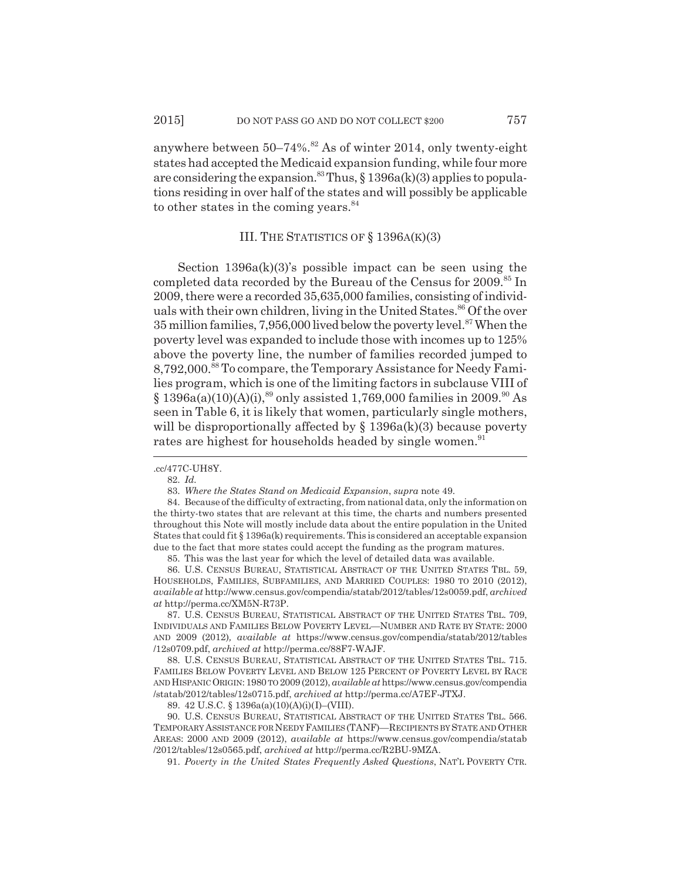anywhere between 50–74%.[82] As of winter 2014, only twenty-eight states had accepted the Medicaid expansion funding, while four more are considering the expansion.[83] Thus, § 1396a(k)(3) applies to populations residing in over half of the states and will possibly be applicable to other states in the coming years.[84]

## III. THE STATISTICS OF § 1396A(K)(3)

Section 1396a(k)(3)'s possible impact can be seen using the completed data recorded by the Bureau of the Census for 2009.[85] In 2009, there were a recorded 35,635,000 families, consisting of individuals with their own children, living in the United States.[86] Of the over 35 million families, 7,956,000 lived below the poverty level.[87] When the poverty level was expanded to include those with incomes up to 125% above the poverty line, the number of families recorded jumped to 8,792,000.[88] To compare, the Temporary Assistance for Needy Families program, which is one of the limiting factors in subclause VIII of § 1396a(a)(10)(A)(i),[89] only assisted 1,769,000 families in 2009.[90] As seen in Table 6, it is likely that women, particularly single mothers, will be disproportionally affected by § 1396a(k)(3) because poverty rates are highest for households headed by single women.[91]

---

.cc/477C-UH8Y.

82. *Id.*

83. *Where the States Stand on Medicaid Expansion*, *supra* note 49.

84. Because of the difficulty of extracting, from national data, only the information on the thirty-two states that are relevant at this time, the charts and numbers presented throughout this Note will mostly include data about the entire population in the United States that could fit § 1396a(k) requirements. This is considered an acceptable expansion due to the fact that more states could accept the funding as the program matures.

85. This was the last year for which the level of detailed data was available.

86. U.S. CENSUS BUREAU, STATISTICAL ABSTRACT OF THE UNITED STATES TBL. 59, HOUSEHOLDS, FAMILIES, SUBFAMILIES, AND MARRIED COUPLES: 1980 TO 2010 (2012), *available at* http://www.census.gov/compendia/statab/2012/tables/12s0059.pdf, *archived at* http://perma.cc/XM5N-R73P.

87. U.S. CENSUS BUREAU, STATISTICAL ABSTRACT OF THE UNITED STATES TBL. 709, INDIVIDUALS AND FAMILIES BELOW POVERTY LEVEL—NUMBER AND RATE BY STATE: 2000 AND 2009 (2012), *available at* https://www.census.gov/compendia/statab/2012/tables/12s0709.pdf, *archived at* http://perma.cc/88F7-WAJF.

88. U.S. CENSUS BUREAU, STATISTICAL ABSTRACT OF THE UNITED STATES TBL. 715. FAMILIES BELOW POVERTY LEVEL AND BELOW 125 PERCENT OF POVERTY LEVEL BY RACE AND HISPANIC ORIGIN: 1980 TO 2009 (2012), *available at* https://www.census.gov/compendia/statab/2012/tables/12s0715.pdf, *archived at* http://perma.cc/A7EF-JTXJ.

89. 42 U.S.C. § 1396a(a)(10)(A)(i)(I)–(VIII).

90. U.S. CENSUS BUREAU, STATISTICAL ABSTRACT OF THE UNITED STATES TBL. 566. TEMPORARY ASSISTANCE FOR NEEDY FAMILIES (TANF)—RECIPIENTS BY STATE AND OTHER AREAS: 2000 AND 2009 (2012), *available at* https://www.census.gov/compendia/statab/2012/tables/12s0565.pdf, *archived at* http://perma.cc/R2BU-9MZA.

91. *Poverty in the United States Frequently Asked Questions*, NAT'L POVERTY CTR.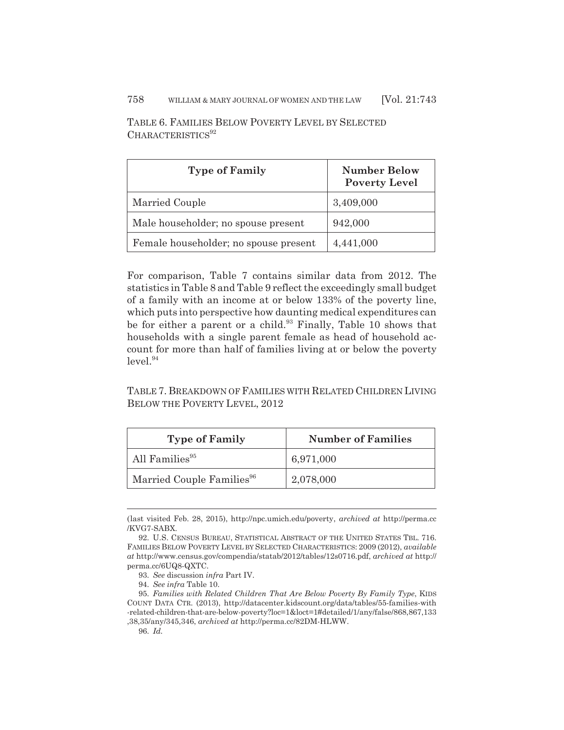TABLE 6. FAMILIES BELOW POVERTY LEVEL BY SELECTED CHARACTERISTICS[92]

| Type of Family | Number Below Poverty Level |
| --- | --- |
| Married Couple | 3,409,000 |
| Male householder; no spouse present | 942,000 |
| Female householder; no spouse present | 4,441,000 |

For comparison, Table 7 contains similar data from 2012. The statistics in Table 8 and Table 9 reflect the exceedingly small budget of a family with an income at or below 133% of the poverty line, which puts into perspective how daunting medical expenditures can be for either a parent or a child.[93] Finally, Table 10 shows that households with a single parent female as head of household account for more than half of families living at or below the poverty level.[94]

TABLE 7. BREAKDOWN OF FAMILIES WITH RELATED CHILDREN LIVING BELOW THE POVERTY LEVEL, 2012

| Type of Family | Number of Families |
| --- | --- |
| All Families[95] | 6,971,000 |
| Married Couple Families[96] | 2,078,000 |

---

(last visited Feb. 28, 2015), http://npc.umich.edu/poverty, *archived at* http://perma.cc/KVG7-SABX.

92. U.S. CENSUS BUREAU, STATISTICAL ABSTRACT OF THE UNITED STATES TBL. 716. FAMILIES BELOW POVERTY LEVEL BY SELECTED CHARACTERISTICS: 2009 (2012), *available at* http://www.census.gov/compendia/statab/2012/tables/12s0716.pdf, *archived at* http://perma.cc/6UQ8-QXTC.

93. *See* discussion *infra* Part IV.

94. *See infra* Table 10.

95. *Families with Related Children That Are Below Poverty By Family Type*, KIDS COUNT DATA CTR. (2013), http://datacenter.kidscount.org/data/tables/55-families-with-related-children-that-are-below-poverty?loc=1&loct=1#detailed/1/any/false/868,867,133,38,35/any/345,346, *archived at* http://perma.cc/82DM-HLWW.

96. *Id.*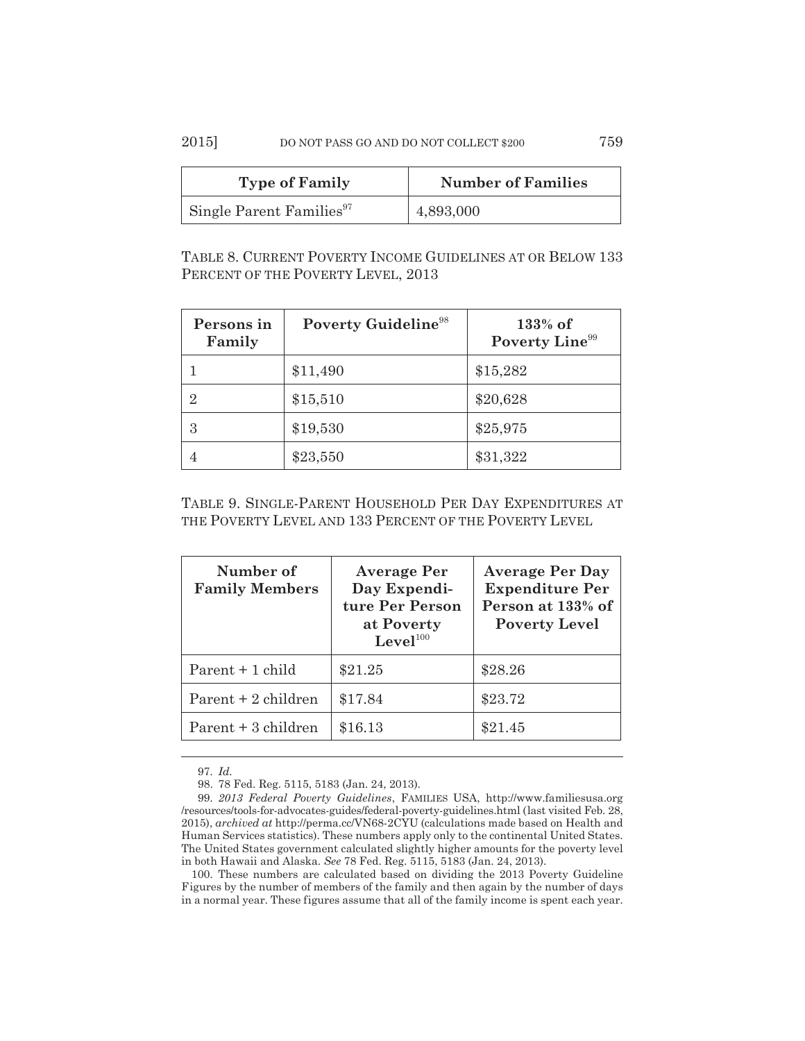| Type of Family | Number of Families |
| --- | --- |
| Single Parent Families[97] | 4,893,000 |

TABLE 8. CURRENT POVERTY INCOME GUIDELINES AT OR BELOW 133 PERCENT OF THE POVERTY LEVEL, 2013

| Persons in Family | Poverty Guideline[98] | 133% of Poverty Line[99] |
| --- | --- | --- |
| 1 | $11,490 | $15,282 |
| 2 | $15,510 | $20,628 |
| 3 | $19,530 | $25,975 |
| 4 | $23,550 | $31,322 |

TABLE 9. SINGLE-PARENT HOUSEHOLD PER DAY EXPENDITURES AT THE POVERTY LEVEL AND 133 PERCENT OF THE POVERTY LEVEL

| Number of Family Members | Average Per Day Expenditure Per Person at Poverty Level[100] | Average Per Day Expenditure Per Person at 133% of Poverty Level |
| --- | --- | --- |
| Parent + 1 child | $21.25 | $28.26 |
| Parent + 2 children | $17.84 | $23.72 |
| Parent + 3 children | $16.13 | $21.45 |

---

97. *Id.*

98. 78 Fed. Reg. 5115, 5183 (Jan. 24, 2013).

99. *2013 Federal Poverty Guidelines*, FAMILIES USA, http://www.familiesusa.org/resources/tools-for-advocates-guides/federal-poverty-guidelines.html (last visited Feb. 28, 2015), *archived at* http://perma.cc/VN68-2CYU (calculations made based on Health and Human Services statistics). These numbers apply only to the continental United States. The United States government calculated slightly higher amounts for the poverty level in both Hawaii and Alaska. *See* 78 Fed. Reg. 5115, 5183 (Jan. 24, 2013).

100. These numbers are calculated based on dividing the 2013 Poverty Guideline Figures by the number of members of the family and then again by the number of days in a normal year. These figures assume that all of the family income is spent each year.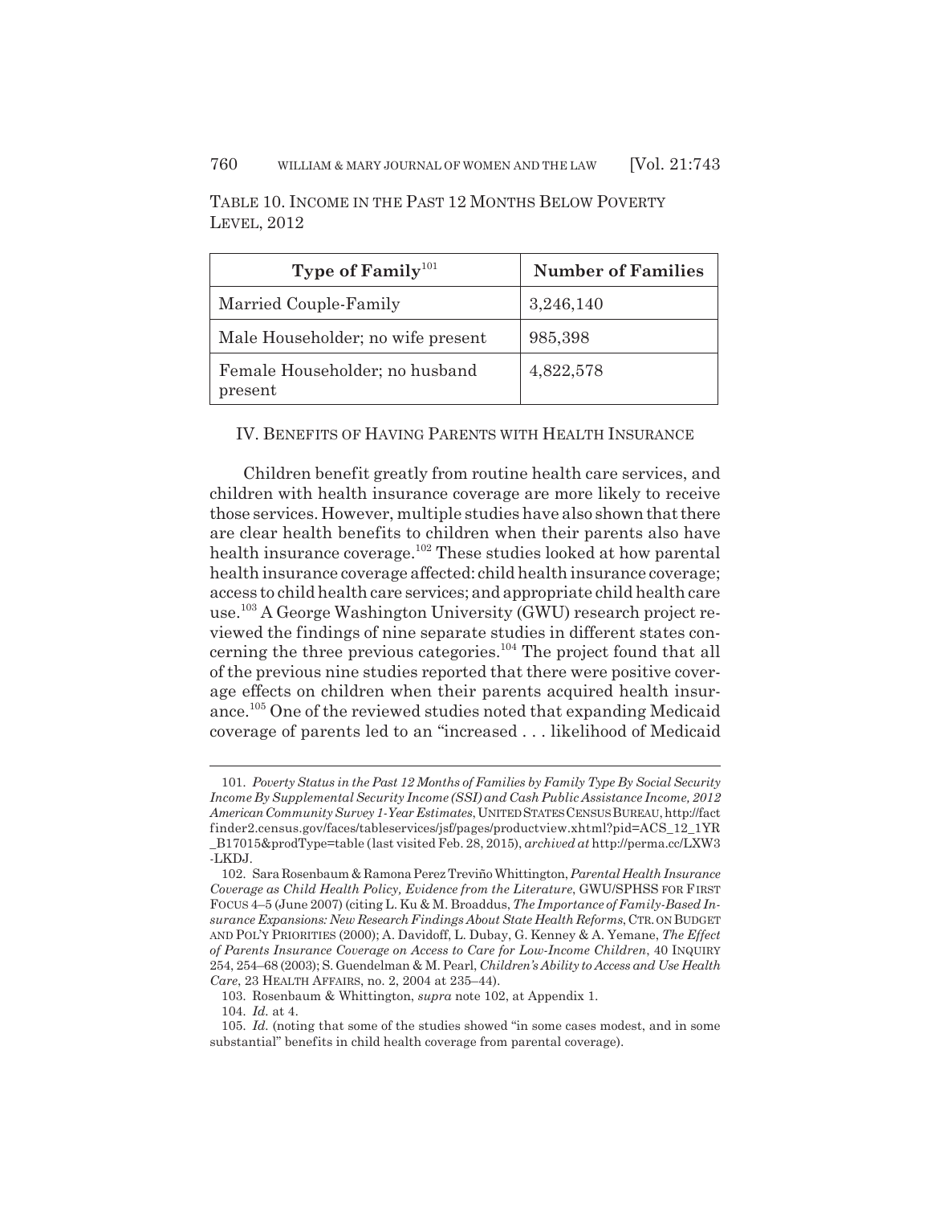TABLE 10. INCOME IN THE PAST 12 MONTHS BELOW POVERTY LEVEL, 2012

| Type of Family[101] | Number of Families |
|---|---|
| Married Couple-Family | 3,246,140 |
| Male Householder; no wife present | 985,398 |
| Female Householder; no husband present | 4,822,578 |

## IV. BENEFITS OF HAVING PARENTS WITH HEALTH INSURANCE

Children benefit greatly from routine health care services, and children with health insurance coverage are more likely to receive those services. However, multiple studies have also shown that there are clear health benefits to children when their parents also have health insurance coverage.[102] These studies looked at how parental health insurance coverage affected: child health insurance coverage; access to child health care services; and appropriate child health care use.[103] A George Washington University (GWU) research project reviewed the findings of nine separate studies in different states concerning the three previous categories.[104] The project found that all of the previous nine studies reported that there were positive coverage effects on children when their parents acquired health insurance.[105] One of the reviewed studies noted that expanding Medicaid coverage of parents led to an "increased . . . likelihood of Medicaid

---

101. *Poverty Status in the Past 12 Months of Families by Family Type By Social Security Income By Supplemental Security Income (SSI) and Cash Public Assistance Income, 2012 American Community Survey 1-Year Estimates*, UNITED STATES CENSUS BUREAU, http://factfinder2.census.gov/faces/tableservices/jsf/pages/productview.xhtml?pid=ACS_12_1YR_B17015&prodType=table (last visited Feb. 28, 2015), *archived at* http://perma.cc/LXW3-LKDJ.

102. Sara Rosenbaum & Ramona Perez Treviño Whittington, *Parental Health Insurance Coverage as Child Health Policy, Evidence from the Literature*, GWU/SPHSS FOR FIRST FOCUS 4–5 (June 2007) (citing L. Ku & M. Broaddus, *The Importance of Family-Based Insurance Expansions: New Research Findings About State Health Reforms*, CTR. ON BUDGET AND POL'Y PRIORITIES (2000); A. Davidoff, L. Dubay, G. Kenney & A. Yemane, *The Effect of Parents Insurance Coverage on Access to Care for Low-Income Children*, 40 INQUIRY 254, 254–68 (2003); S. Guendelman & M. Pearl, *Children's Ability to Access and Use Health Care*, 23 HEALTH AFFAIRS, no. 2, 2004 at 235–44).

103. Rosenbaum & Whittington, *supra* note 102, at Appendix 1.

104. *Id.* at 4.

105. *Id.* (noting that some of the studies showed "in some cases modest, and in some substantial" benefits in child health coverage from parental coverage).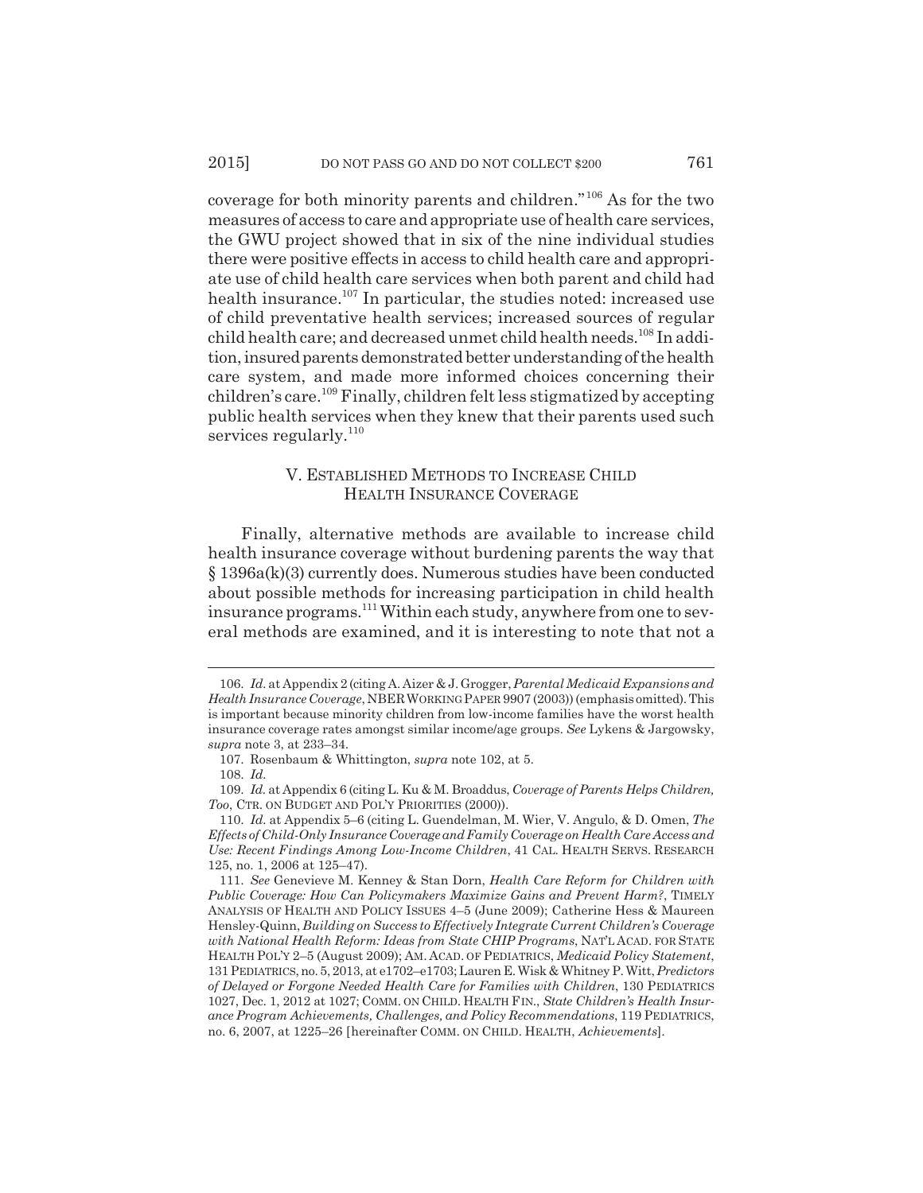coverage for both minority parents and children."[106] As for the two measures of access to care and appropriate use of health care services, the GWU project showed that in six of the nine individual studies there were positive effects in access to child health care and appropriate use of child health care services when both parent and child had health insurance.[107] In particular, the studies noted: increased use of child preventative health services; increased sources of regular child health care; and decreased unmet child health needs.[108] In addition, insured parents demonstrated better understanding of the health care system, and made more informed choices concerning their children's care.[109] Finally, children felt less stigmatized by accepting public health services when they knew that their parents used such services regularly.[110]

## V. ESTABLISHED METHODS TO INCREASE CHILD HEALTH INSURANCE COVERAGE

Finally, alternative methods are available to increase child health insurance coverage without burdening parents the way that § 1396a(k)(3) currently does. Numerous studies have been conducted about possible methods for increasing participation in child health insurance programs.[111] Within each study, anywhere from one to several methods are examined, and it is interesting to note that not a

---

106. *Id.* at Appendix 2 (citing A. Aizer & J. Grogger, *Parental Medicaid Expansions and Health Insurance Coverage*, NBER WORKING PAPER 9907 (2003)) (emphasis omitted). This is important because minority children from low-income families have the worst health insurance coverage rates amongst similar income/age groups. *See* Lykens & Jargowsky, *supra* note 3, at 233–34.

107. Rosenbaum & Whittington, *supra* note 102, at 5.

108. *Id.*

109. *Id.* at Appendix 6 (citing L. Ku & M. Broaddus, *Coverage of Parents Helps Children, Too*, CTR. ON BUDGET AND POL'Y PRIORITIES (2000)).

110. *Id.* at Appendix 5–6 (citing L. Guendelman, M. Wier, V. Angulo, & D. Omen, *The Effects of Child-Only Insurance Coverage and Family Coverage on Health Care Access and Use: Recent Findings Among Low-Income Children*, 41 CAL. HEALTH SERVS. RESEARCH 125, no. 1, 2006 at 125–47).

111. *See* Genevieve M. Kenney & Stan Dorn, *Health Care Reform for Children with Public Coverage: How Can Policymakers Maximize Gains and Prevent Harm?*, TIMELY ANALYSIS OF HEALTH AND POLICY ISSUES 4–5 (June 2009); Catherine Hess & Maureen Hensley-Quinn, *Building on Success to Effectively Integrate Current Children's Coverage with National Health Reform: Ideas from State CHIP Programs*, NAT'L ACAD. FOR STATE HEALTH POL'Y 2–5 (August 2009); AM. ACAD. OF PEDIATRICS, *Medicaid Policy Statement*, 131 PEDIATRICS, no. 5, 2013, at e1702–e1703; Lauren E. Wisk & Whitney P. Witt, *Predictors of Delayed or Forgone Needed Health Care for Families with Children*, 130 PEDIATRICS 1027, Dec. 1, 2012 at 1027; COMM. ON CHILD. HEALTH FIN., *State Children's Health Insurance Program Achievements, Challenges, and Policy Recommendations*, 119 PEDIATRICS, no. 6, 2007, at 1225–26 [hereinafter COMM. ON CHILD. HEALTH, *Achievements*].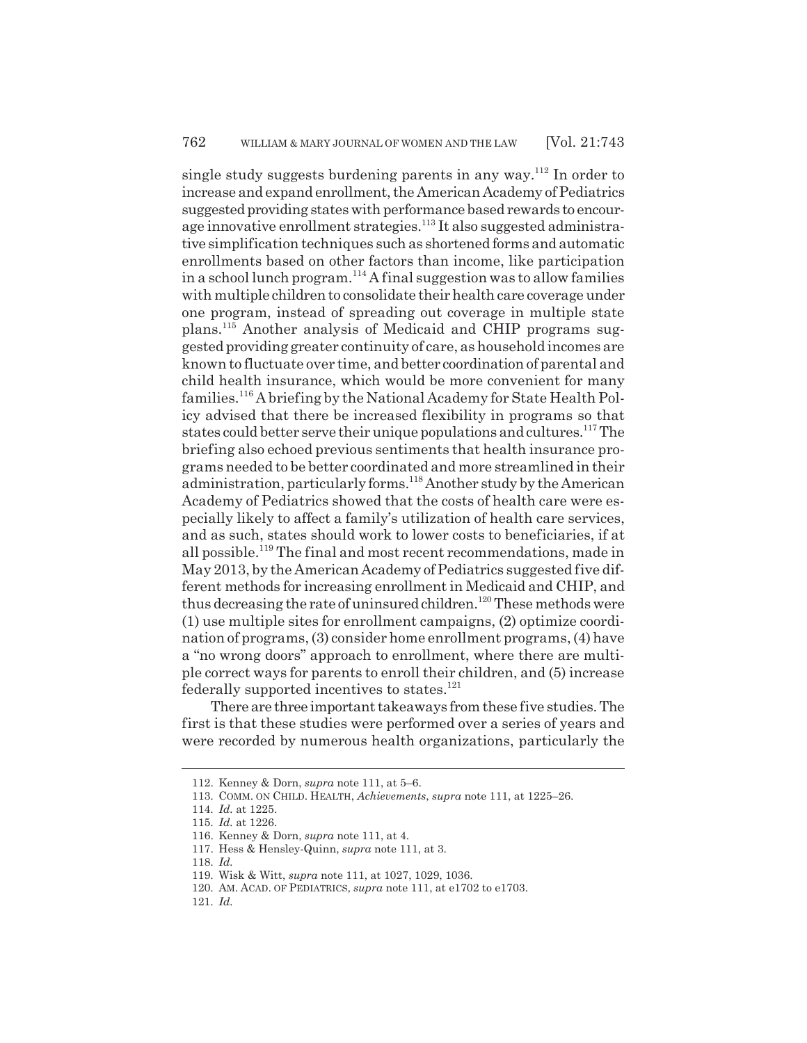single study suggests burdening parents in any way.[112] In order to increase and expand enrollment, the American Academy of Pediatrics suggested providing states with performance based rewards to encourage innovative enrollment strategies.[113] It also suggested administrative simplification techniques such as shortened forms and automatic enrollments based on other factors than income, like participation in a school lunch program.[114] A final suggestion was to allow families with multiple children to consolidate their health care coverage under one program, instead of spreading out coverage in multiple state plans.[115] Another analysis of Medicaid and CHIP programs suggested providing greater continuity of care, as household incomes are known to fluctuate over time, and better coordination of parental and child health insurance, which would be more convenient for many families.[116] A briefing by the National Academy for State Health Policy advised that there be increased flexibility in programs so that states could better serve their unique populations and cultures.[117] The briefing also echoed previous sentiments that health insurance programs needed to be better coordinated and more streamlined in their administration, particularly forms.[118] Another study by the American Academy of Pediatrics showed that the costs of health care were especially likely to affect a family's utilization of health care services, and as such, states should work to lower costs to beneficiaries, if at all possible.[119] The final and most recent recommendations, made in May 2013, by the American Academy of Pediatrics suggested five different methods for increasing enrollment in Medicaid and CHIP, and thus decreasing the rate of uninsured children.[120] These methods were (1) use multiple sites for enrollment campaigns, (2) optimize coordination of programs, (3) consider home enrollment programs, (4) have a "no wrong doors" approach to enrollment, where there are multiple correct ways for parents to enroll their children, and (5) increase federally supported incentives to states.[121]

There are three important takeaways from these five studies. The first is that these studies were performed over a series of years and were recorded by numerous health organizations, particularly the

---

112. Kenney & Dorn, *supra* note 111, at 5–6.

113. COMM. ON CHILD. HEALTH, *Achievements*, *supra* note 111, at 1225–26.

114. *Id.* at 1225.

115. *Id.* at 1226.

116. Kenney & Dorn, *supra* note 111, at 4.

117. Hess & Hensley-Quinn, *supra* note 111, at 3.

118. *Id.*

119. Wisk & Witt, *supra* note 111, at 1027, 1029, 1036.

120. AM. ACAD. OF PEDIATRICS, *supra* note 111, at e1702 to e1703.

121. *Id.*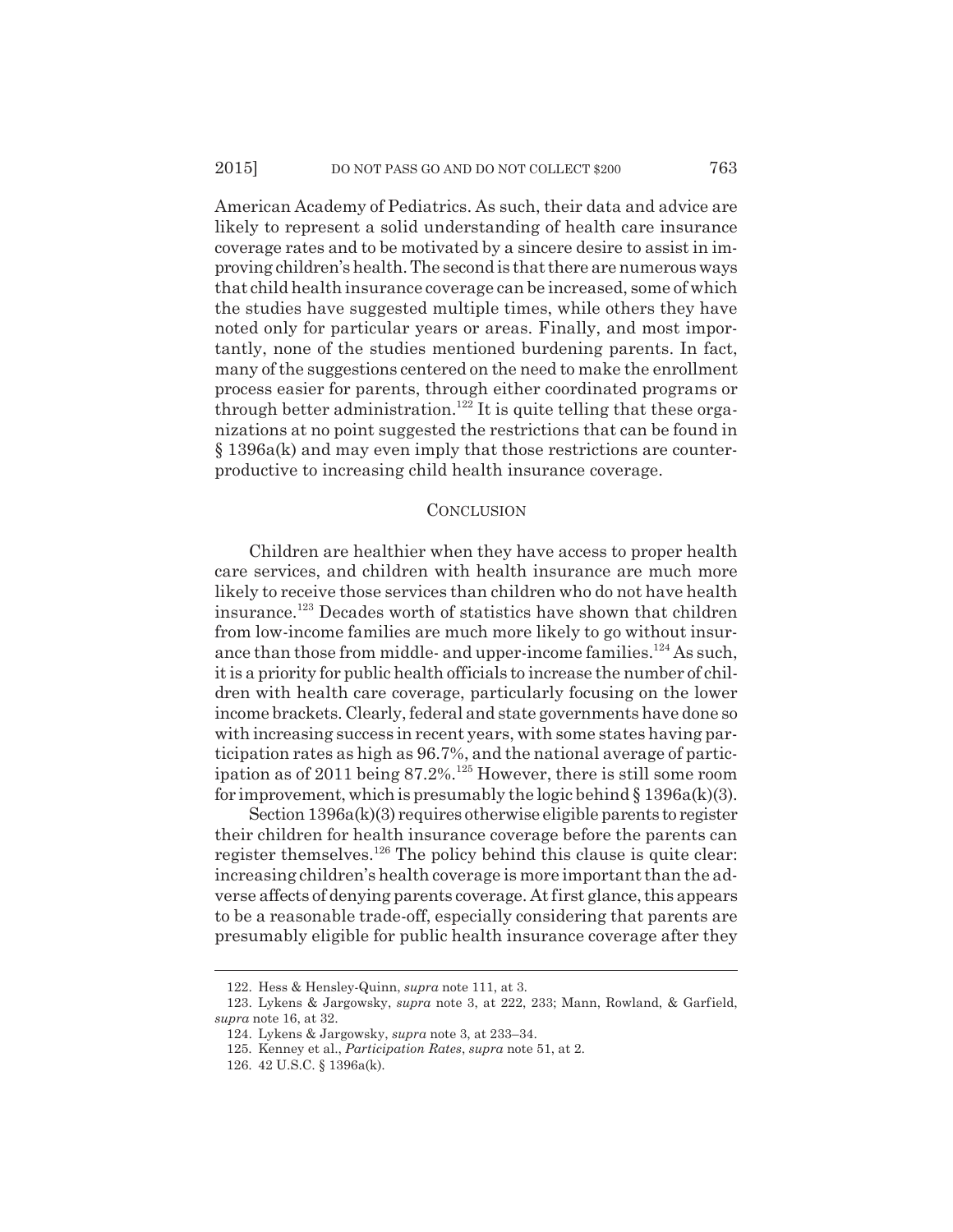American Academy of Pediatrics. As such, their data and advice are likely to represent a solid understanding of health care insurance coverage rates and to be motivated by a sincere desire to assist in improving children's health. The second is that there are numerous ways that child health insurance coverage can be increased, some of which the studies have suggested multiple times, while others they have noted only for particular years or areas. Finally, and most importantly, none of the studies mentioned burdening parents. In fact, many of the suggestions centered on the need to make the enrollment process easier for parents, through either coordinated programs or through better administration.[122] It is quite telling that these organizations at no point suggested the restrictions that can be found in § 1396a(k) and may even imply that those restrictions are counterproductive to increasing child health insurance coverage.

## CONCLUSION

Children are healthier when they have access to proper health care services, and children with health insurance are much more likely to receive those services than children who do not have health insurance.[123] Decades worth of statistics have shown that children from low-income families are much more likely to go without insurance than those from middle- and upper-income families.[124] As such, it is a priority for public health officials to increase the number of children with health care coverage, particularly focusing on the lower income brackets. Clearly, federal and state governments have done so with increasing success in recent years, with some states having participation rates as high as 96.7%, and the national average of participation as of 2011 being 87.2%.[125] However, there is still some room for improvement, which is presumably the logic behind § 1396a(k)(3).

Section 1396a(k)(3) requires otherwise eligible parents to register their children for health insurance coverage before the parents can register themselves.[126] The policy behind this clause is quite clear: increasing children's health coverage is more important than the adverse affects of denying parents coverage. At first glance, this appears to be a reasonable trade-off, especially considering that parents are presumably eligible for public health insurance coverage after they

---

122. Hess & Hensley-Quinn, *supra* note 111, at 3.

123. Lykens & Jargowsky, *supra* note 3, at 222, 233; Mann, Rowland, & Garfield, *supra* note 16, at 32.

124. Lykens & Jargowsky, *supra* note 3, at 233–34.

125. Kenney et al., *Participation Rates*, *supra* note 51, at 2.

126. 42 U.S.C. § 1396a(k).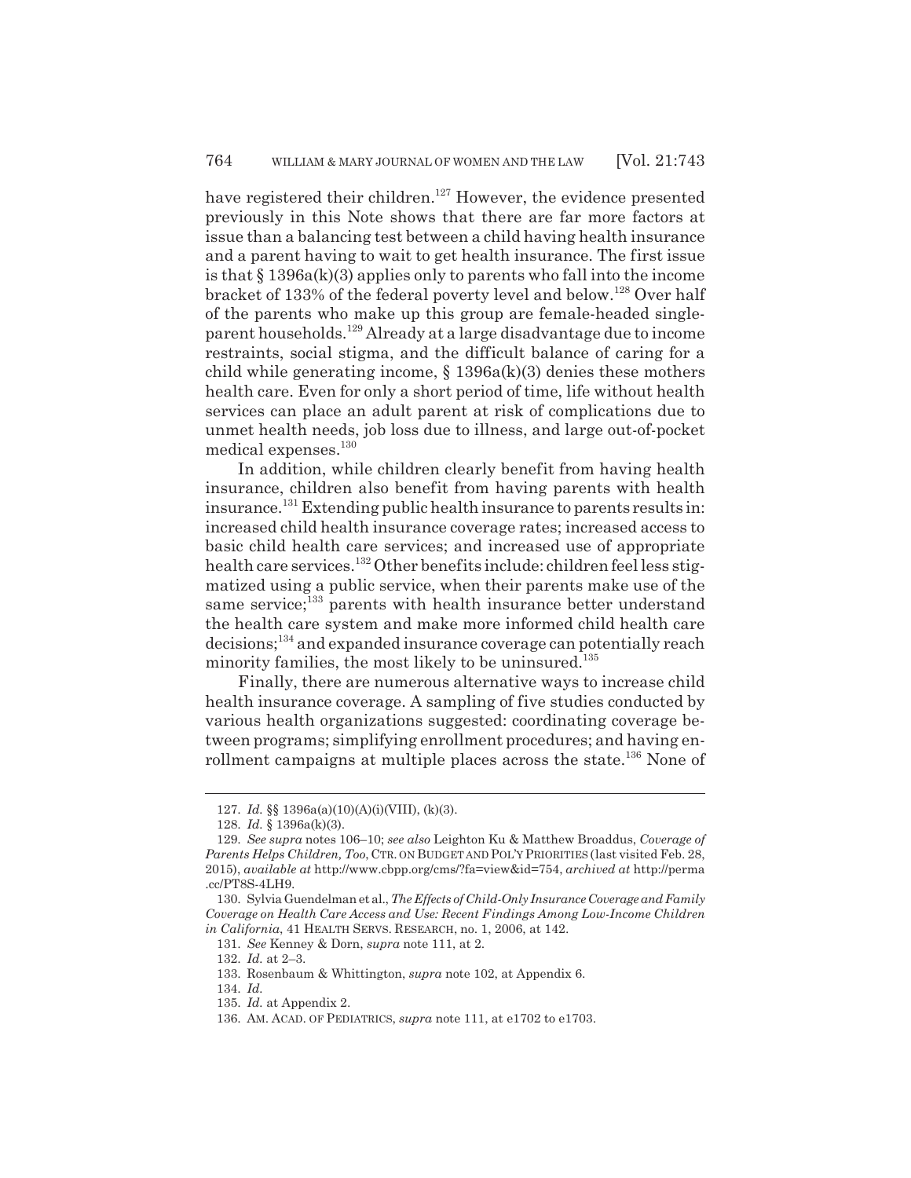have registered their children.[127] However, the evidence presented previously in this Note shows that there are far more factors at issue than a balancing test between a child having health insurance and a parent having to wait to get health insurance. The first issue is that § 1396a(k)(3) applies only to parents who fall into the income bracket of 133% of the federal poverty level and below.[128] Over half of the parents who make up this group are female-headed single-parent households.[129] Already at a large disadvantage due to income restraints, social stigma, and the difficult balance of caring for a child while generating income, § 1396a(k)(3) denies these mothers health care. Even for only a short period of time, life without health services can place an adult parent at risk of complications due to unmet health needs, job loss due to illness, and large out-of-pocket medical expenses.[130]

In addition, while children clearly benefit from having health insurance, children also benefit from having parents with health insurance.[131] Extending public health insurance to parents results in: increased child health insurance coverage rates; increased access to basic child health care services; and increased use of appropriate health care services.[132] Other benefits include: children feel less stigmatized using a public service, when their parents make use of the same service;[133] parents with health insurance better understand the health care system and make more informed child health care decisions;[134] and expanded insurance coverage can potentially reach minority families, the most likely to be uninsured.[135]

Finally, there are numerous alternative ways to increase child health insurance coverage. A sampling of five studies conducted by various health organizations suggested: coordinating coverage between programs; simplifying enrollment procedures; and having enrollment campaigns at multiple places across the state.[136] None of

---

127. *Id.* §§ 1396a(a)(10)(A)(i)(VIII), (k)(3).

128. *Id.* § 1396a(k)(3).

129. *See supra* notes 106–10; *see also* Leighton Ku & Matthew Broaddus, *Coverage of Parents Helps Children, Too*, CTR. ON BUDGET AND POL'Y PRIORITIES (last visited Feb. 28, 2015), *available at* http://www.cbpp.org/cms/?fa=view&id=754, *archived at* http://perma.cc/PT8S-4LH9.

130. Sylvia Guendelman et al., *The Effects of Child-Only Insurance Coverage and Family Coverage on Health Care Access and Use: Recent Findings Among Low-Income Children in California*, 41 HEALTH SERVS. RESEARCH, no. 1, 2006, at 142.

131. *See* Kenney & Dorn, *supra* note 111, at 2.

132. *Id.* at 2–3.

133. Rosenbaum & Whittington, *supra* note 102, at Appendix 6.

134. *Id.*

135. *Id.* at Appendix 2.

136. AM. ACAD. OF PEDIATRICS, *supra* note 111, at e1702 to e1703.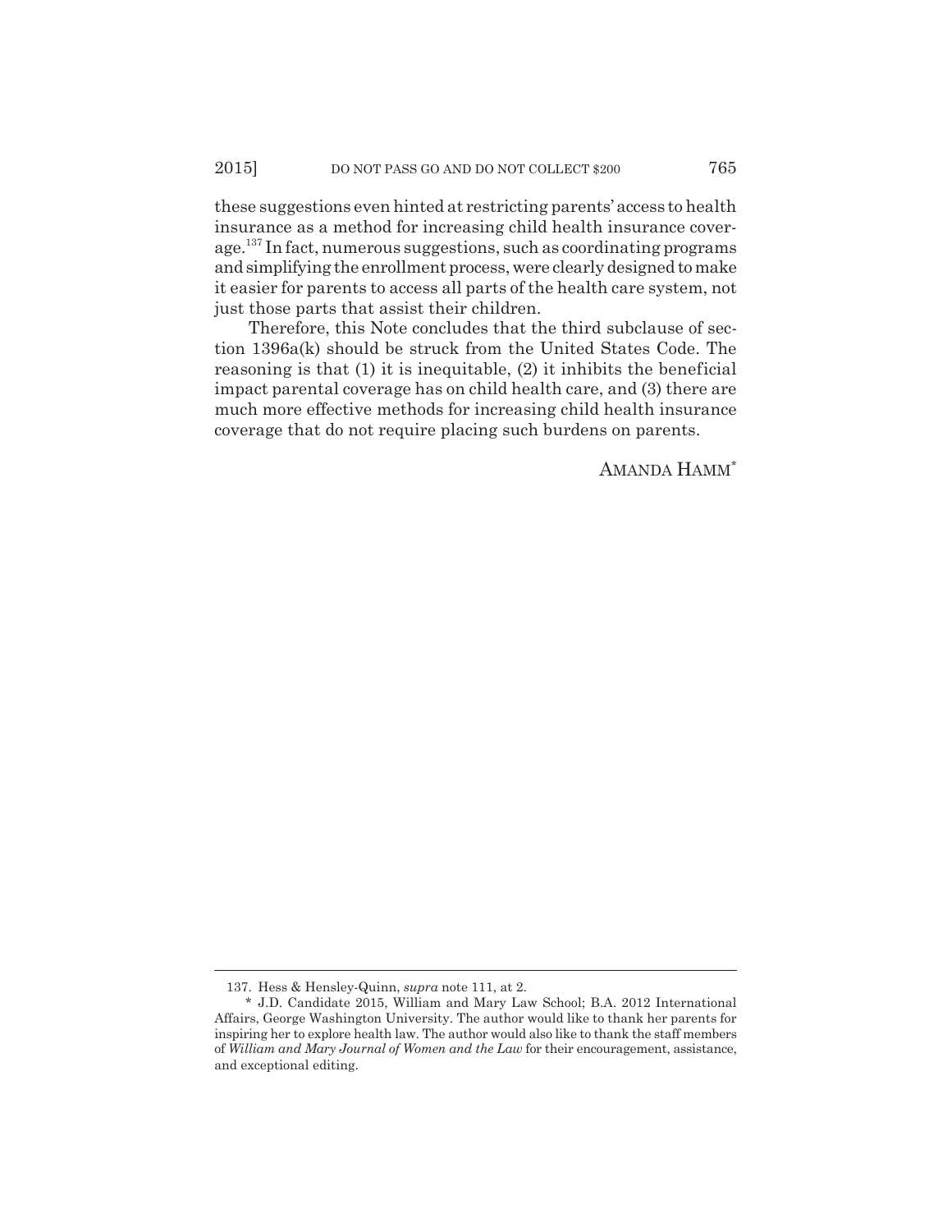these suggestions even hinted at restricting parents' access to health insurance as a method for increasing child health insurance coverage.[137] In fact, numerous suggestions, such as coordinating programs and simplifying the enrollment process, were clearly designed to make it easier for parents to access all parts of the health care system, not just those parts that assist their children.

Therefore, this Note concludes that the third subclause of section 1396a(k) should be struck from the United States Code. The reasoning is that (1) it is inequitable, (2) it inhibits the beneficial impact parental coverage has on child health care, and (3) there are much more effective methods for increasing child health insurance coverage that do not require placing such burdens on parents.

AMANDA HAMM[*]

---

137. Hess & Hensley-Quinn, *supra* note 111, at 2.

\* J.D. Candidate 2015, William and Mary Law School; B.A. 2012 International Affairs, George Washington University. The author would like to thank her parents for inspiring her to explore health law. The author would also like to thank the staff members of *William and Mary Journal of Women and the Law* for their encouragement, assistance, and exceptional editing.